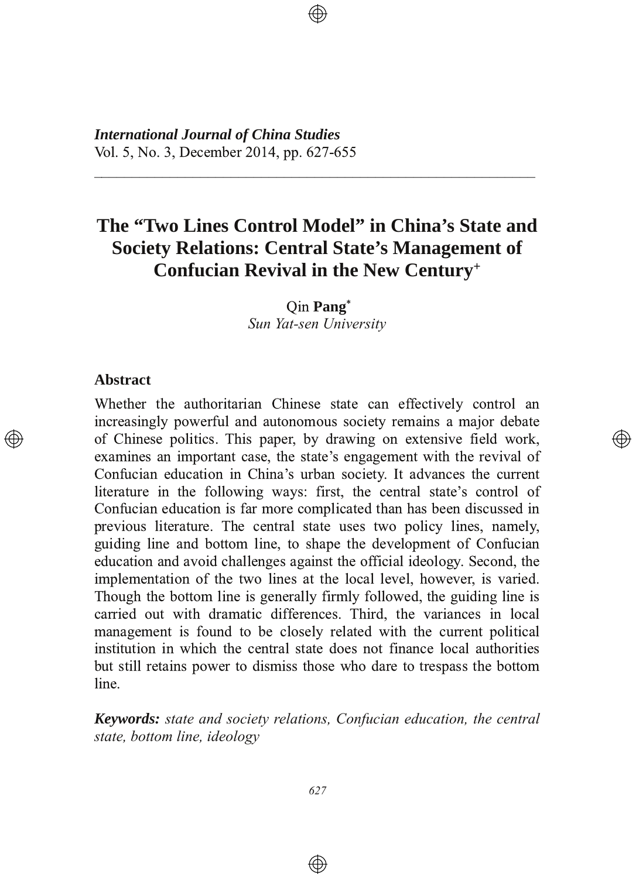# The "Two Lines Control Model" in China's State and Society Relations: Central State's Management of Confucian Revival in the New Century[+]

Qin **Pang**[*]
*Sun Yat-sen University*

## Abstract

Whether the authoritarian Chinese state can effectively control an increasingly powerful and autonomous society remains a major debate of Chinese politics. This paper, by drawing on extensive field work, examines an important case, the state's engagement with the revival of Confucian education in China's urban society. It advances the current literature in the following ways: first, the central state's control of Confucian education is far more complicated than has been discussed in previous literature. The central state uses two policy lines, namely, guiding line and bottom line, to shape the development of Confucian education and avoid challenges against the official ideology. Second, the implementation of the two lines at the local level, however, is varied. Though the bottom line is generally firmly followed, the guiding line is carried out with dramatic differences. Third, the variances in local management is found to be closely related with the current political institution in which the central state does not finance local authorities but still retains power to dismiss those who dare to trespass the bottom line.

***Keywords:*** *state and society relations, Confucian education, the central state, bottom line, ideology*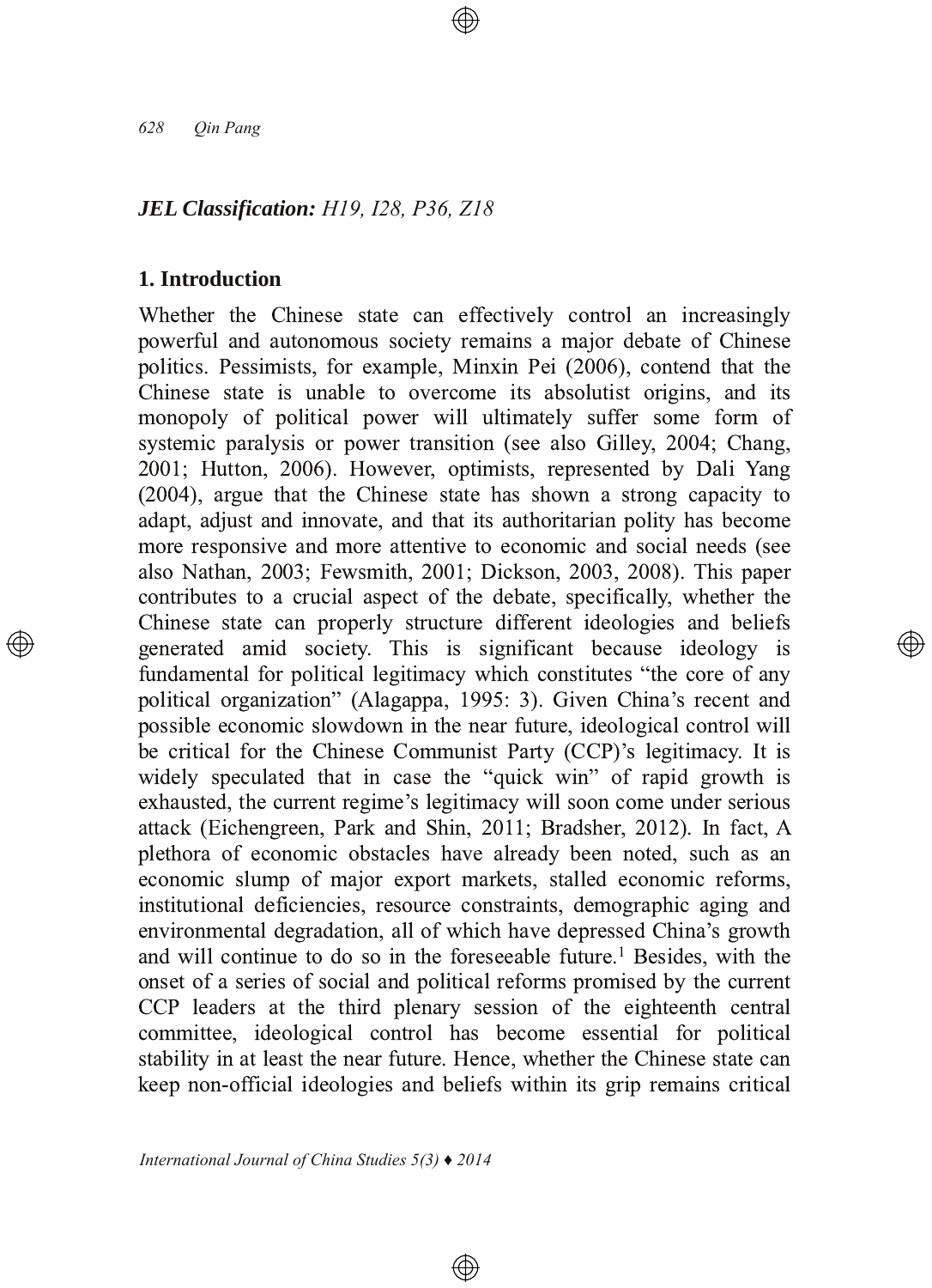***JEL Classification:*** *H19, I28, P36, Z18*

## 1. Introduction

Whether the Chinese state can effectively control an increasingly powerful and autonomous society remains a major debate of Chinese politics. Pessimists, for example, Minxin Pei (2006), contend that the Chinese state is unable to overcome its absolutist origins, and its monopoly of political power will ultimately suffer some form of systemic paralysis or power transition (see also Gilley, 2004; Chang, 2001; Hutton, 2006). However, optimists, represented by Dali Yang (2004), argue that the Chinese state has shown a strong capacity to adapt, adjust and innovate, and that its authoritarian polity has become more responsive and more attentive to economic and social needs (see also Nathan, 2003; Fewsmith, 2001; Dickson, 2003, 2008). This paper contributes to a crucial aspect of the debate, specifically, whether the Chinese state can properly structure different ideologies and beliefs generated amid society. This is significant because ideology is fundamental for political legitimacy which constitutes "the core of any political organization" (Alagappa, 1995: 3). Given China's recent and possible economic slowdown in the near future, ideological control will be critical for the Chinese Communist Party (CCP)'s legitimacy. It is widely speculated that in case the "quick win" of rapid growth is exhausted, the current regime's legitimacy will soon come under serious attack (Eichengreen, Park and Shin, 2011; Bradsher, 2012). In fact, A plethora of economic obstacles have already been noted, such as an economic slump of major export markets, stalled economic reforms, institutional deficiencies, resource constraints, demographic aging and environmental degradation, all of which have depressed China's growth and will continue to do so in the foreseeable future.[1] Besides, with the onset of a series of social and political reforms promised by the current CCP leaders at the third plenary session of the eighteenth central committee, ideological control has become essential for political stability in at least the near future. Hence, whether the Chinese state can keep non-official ideologies and beliefs within its grip remains critical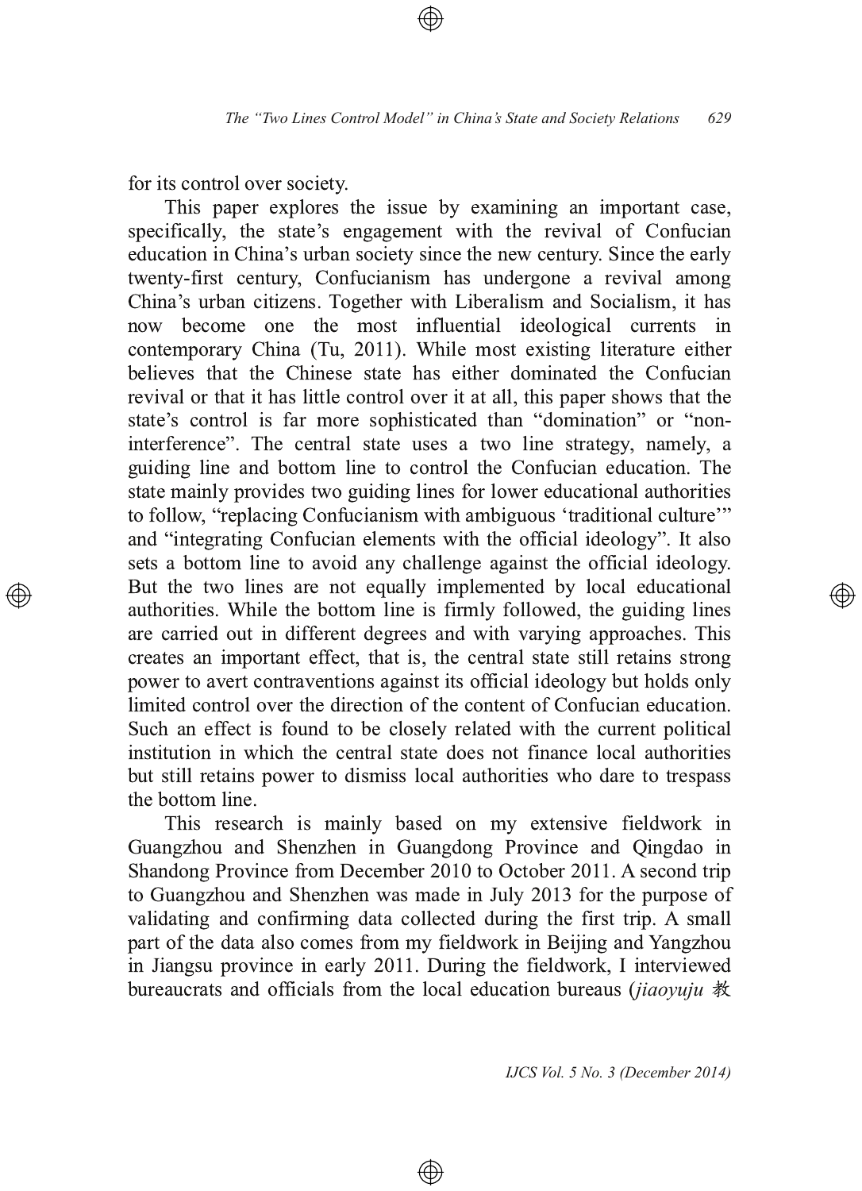for its control over society.

This paper explores the issue by examining an important case, specifically, the state's engagement with the revival of Confucian education in China's urban society since the new century. Since the early twenty-first century, Confucianism has undergone a revival among China's urban citizens. Together with Liberalism and Socialism, it has now become one the most influential ideological currents in contemporary China (Tu, 2011). While most existing literature either believes that the Chinese state has either dominated the Confucian revival or that it has little control over it at all, this paper shows that the state's control is far more sophisticated than "domination" or "non-interference". The central state uses a two line strategy, namely, a guiding line and bottom line to control the Confucian education. The state mainly provides two guiding lines for lower educational authorities to follow, "replacing Confucianism with ambiguous 'traditional culture'" and "integrating Confucian elements with the official ideology". It also sets a bottom line to avoid any challenge against the official ideology. But the two lines are not equally implemented by local educational authorities. While the bottom line is firmly followed, the guiding lines are carried out in different degrees and with varying approaches. This creates an important effect, that is, the central state still retains strong power to avert contraventions against its official ideology but holds only limited control over the direction of the content of Confucian education. Such an effect is found to be closely related with the current political institution in which the central state does not finance local authorities but still retains power to dismiss local authorities who dare to trespass the bottom line.

This research is mainly based on my extensive fieldwork in Guangzhou and Shenzhen in Guangdong Province and Qingdao in Shandong Province from December 2010 to October 2011. A second trip to Guangzhou and Shenzhen was made in July 2013 for the purpose of validating and confirming data collected during the first trip. A small part of the data also comes from my fieldwork in Beijing and Yangzhou in Jiangsu province in early 2011. During the fieldwork, I interviewed bureaucrats and officials from the local education bureaus (*jiaoyuju* 教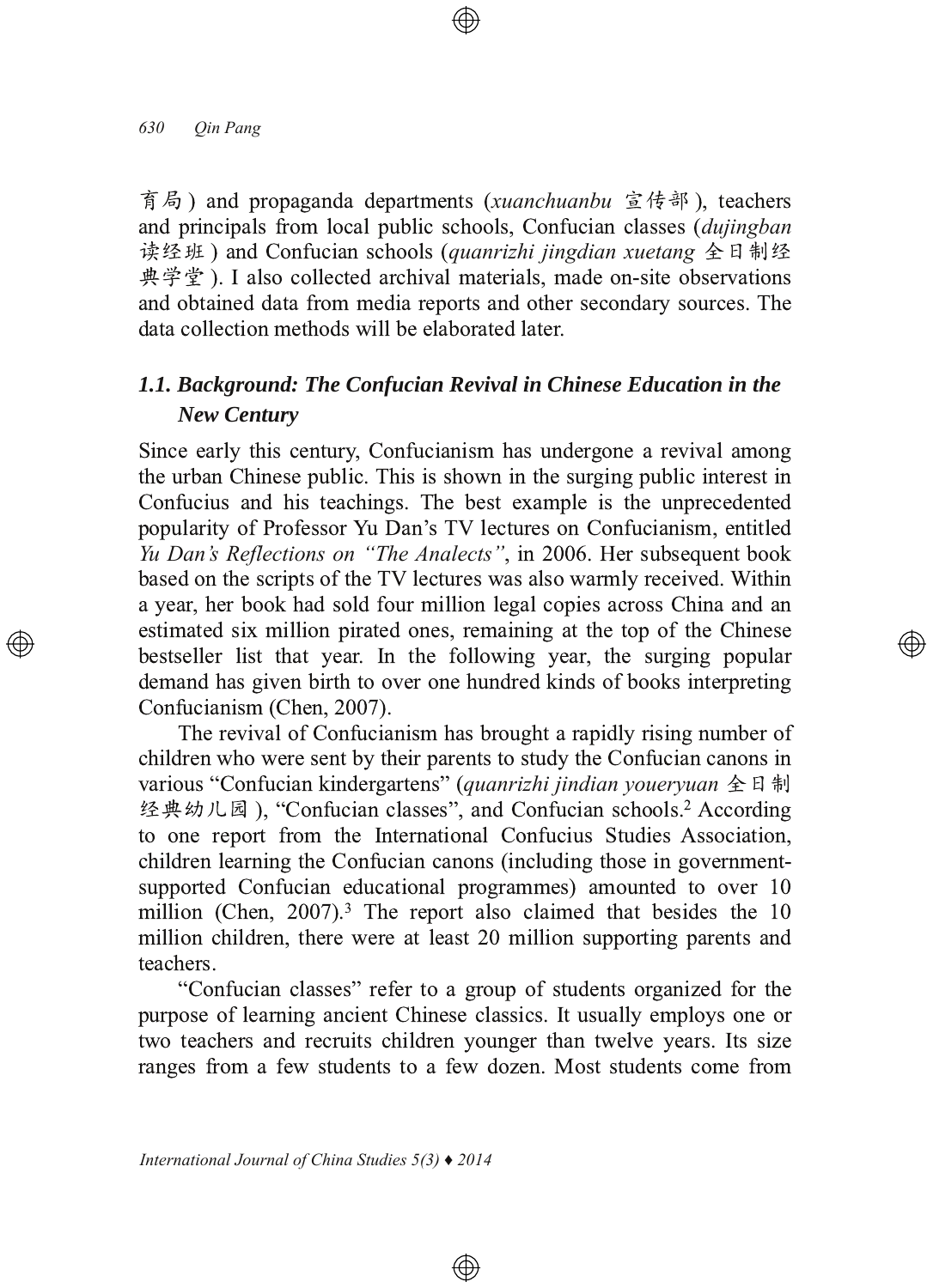育局 ) and propaganda departments (*xuanchuanbu* 宣传部 ), teachers and principals from local public schools, Confucian classes (*dujingban* 读经班 ) and Confucian schools (*quanrizhi jingdian xuetang* 全日制经典学堂 ). I also collected archival materials, made on-site observations and obtained data from media reports and other secondary sources. The data collection methods will be elaborated later.

### *1.1. Background: The Confucian Revival in Chinese Education in the New Century*

Since early this century, Confucianism has undergone a revival among the urban Chinese public. This is shown in the surging public interest in Confucius and his teachings. The best example is the unprecedented popularity of Professor Yu Dan's TV lectures on Confucianism, entitled *Yu Dan's Reflections on "The Analects"*, in 2006. Her subsequent book based on the scripts of the TV lectures was also warmly received. Within a year, her book had sold four million legal copies across China and an estimated six million pirated ones, remaining at the top of the Chinese bestseller list that year. In the following year, the surging popular demand has given birth to over one hundred kinds of books interpreting Confucianism (Chen, 2007).

The revival of Confucianism has brought a rapidly rising number of children who were sent by their parents to study the Confucian canons in various "Confucian kindergartens" (*quanrizhi jindian youeryuan* 全日制经典幼儿园 ), "Confucian classes", and Confucian schools.[2] According to one report from the International Confucius Studies Association, children learning the Confucian canons (including those in government-supported Confucian educational programmes) amounted to over 10 million (Chen, 2007).[3] The report also claimed that besides the 10 million children, there were at least 20 million supporting parents and teachers.

"Confucian classes" refer to a group of students organized for the purpose of learning ancient Chinese classics. It usually employs one or two teachers and recruits children younger than twelve years. Its size ranges from a few students to a few dozen. Most students come from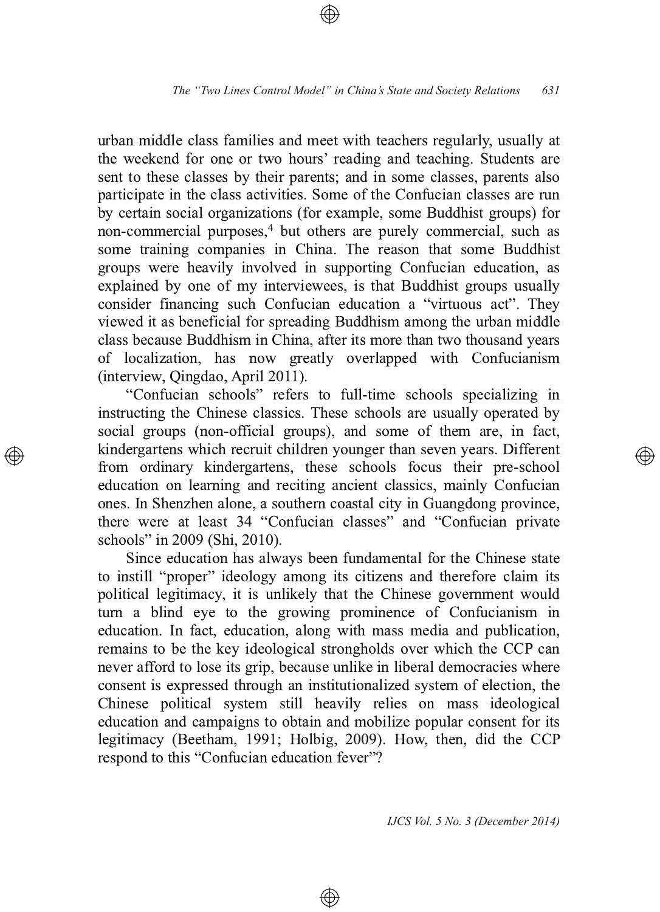urban middle class families and meet with teachers regularly, usually at the weekend for one or two hours' reading and teaching. Students are sent to these classes by their parents; and in some classes, parents also participate in the class activities. Some of the Confucian classes are run by certain social organizations (for example, some Buddhist groups) for non-commercial purposes,[4] but others are purely commercial, such as some training companies in China. The reason that some Buddhist groups were heavily involved in supporting Confucian education, as explained by one of my interviewees, is that Buddhist groups usually consider financing such Confucian education a "virtuous act". They viewed it as beneficial for spreading Buddhism among the urban middle class because Buddhism in China, after its more than two thousand years of localization, has now greatly overlapped with Confucianism (interview, Qingdao, April 2011).

"Confucian schools" refers to full-time schools specializing in instructing the Chinese classics. These schools are usually operated by social groups (non-official groups), and some of them are, in fact, kindergartens which recruit children younger than seven years. Different from ordinary kindergartens, these schools focus their pre-school education on learning and reciting ancient classics, mainly Confucian ones. In Shenzhen alone, a southern coastal city in Guangdong province, there were at least 34 "Confucian classes" and "Confucian private schools" in 2009 (Shi, 2010).

Since education has always been fundamental for the Chinese state to instill "proper" ideology among its citizens and therefore claim its political legitimacy, it is unlikely that the Chinese government would turn a blind eye to the growing prominence of Confucianism in education. In fact, education, along with mass media and publication, remains to be the key ideological strongholds over which the CCP can never afford to lose its grip, because unlike in liberal democracies where consent is expressed through an institutionalized system of election, the Chinese political system still heavily relies on mass ideological education and campaigns to obtain and mobilize popular consent for its legitimacy (Beetham, 1991; Holbig, 2009). How, then, did the CCP respond to this "Confucian education fever"?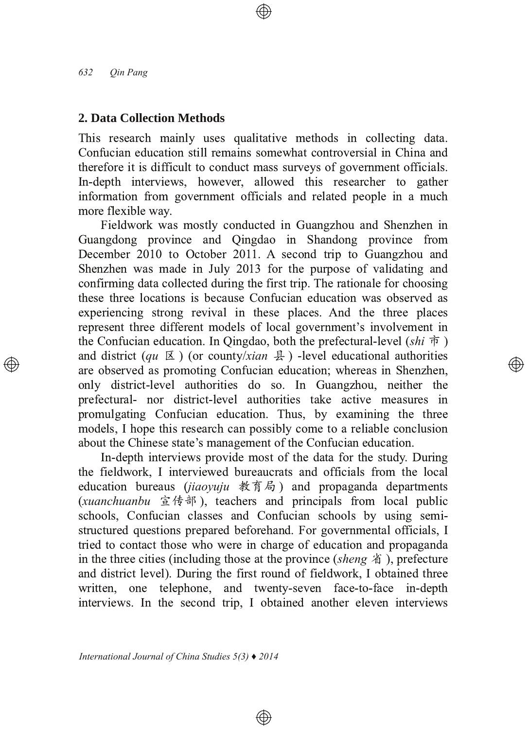## 2. Data Collection Methods

This research mainly uses qualitative methods in collecting data. Confucian education still remains somewhat controversial in China and therefore it is difficult to conduct mass surveys of government officials. In-depth interviews, however, allowed this researcher to gather information from government officials and related people in a much more flexible way.

Fieldwork was mostly conducted in Guangzhou and Shenzhen in Guangdong province and Qingdao in Shandong province from December 2010 to October 2011. A second trip to Guangzhou and Shenzhen was made in July 2013 for the purpose of validating and confirming data collected during the first trip. The rationale for choosing these three locations is because Confucian education was observed as experiencing strong revival in these places. And the three places represent three different models of local government's involvement in the Confucian education. In Qingdao, both the prefectural-level (*shi* 市) and district (*qu* 区) (or county/*xian* 县) -level educational authorities are observed as promoting Confucian education; whereas in Shenzhen, only district-level authorities do so. In Guangzhou, neither the prefectural- nor district-level authorities take active measures in promulgating Confucian education. Thus, by examining the three models, I hope this research can possibly come to a reliable conclusion about the Chinese state's management of the Confucian education.

In-depth interviews provide most of the data for the study. During the fieldwork, I interviewed bureaucrats and officials from the local education bureaus (*jiaoyuju* 教育局) and propaganda departments (*xuanchuanbu* 宣传部), teachers and principals from local public schools, Confucian classes and Confucian schools by using semi-structured questions prepared beforehand. For governmental officials, I tried to contact those who were in charge of education and propaganda in the three cities (including those at the province (*sheng* 省), prefecture and district level). During the first round of fieldwork, I obtained three written, one telephone, and twenty-seven face-to-face in-depth interviews. In the second trip, I obtained another eleven interviews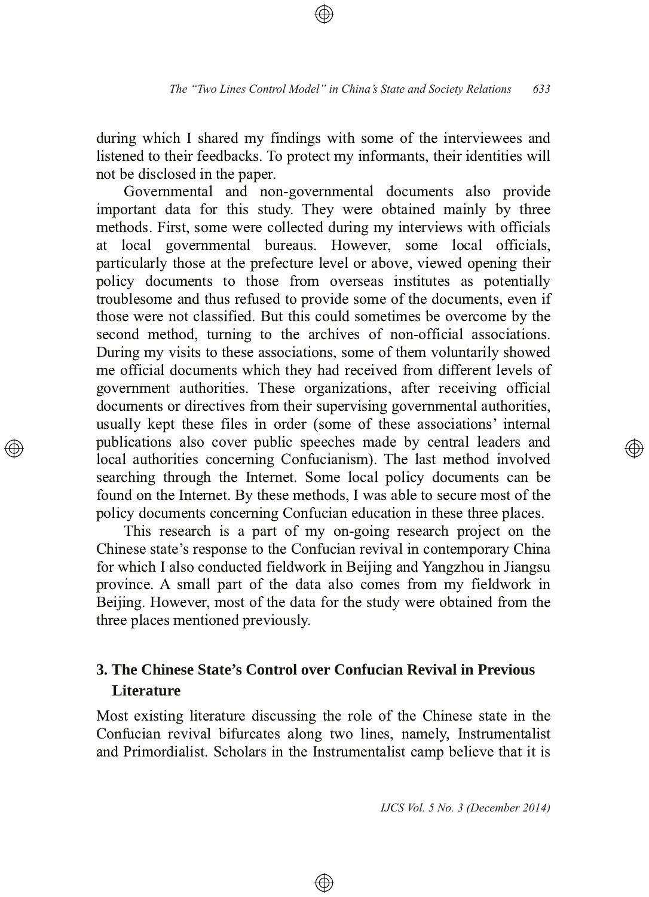during which I shared my findings with some of the interviewees and listened to their feedbacks. To protect my informants, their identities will not be disclosed in the paper.

Governmental and non-governmental documents also provide important data for this study. They were obtained mainly by three methods. First, some were collected during my interviews with officials at local governmental bureaus. However, some local officials, particularly those at the prefecture level or above, viewed opening their policy documents to those from overseas institutes as potentially troublesome and thus refused to provide some of the documents, even if those were not classified. But this could sometimes be overcome by the second method, turning to the archives of non-official associations. During my visits to these associations, some of them voluntarily showed me official documents which they had received from different levels of government authorities. These organizations, after receiving official documents or directives from their supervising governmental authorities, usually kept these files in order (some of these associations' internal publications also cover public speeches made by central leaders and local authorities concerning Confucianism). The last method involved searching through the Internet. Some local policy documents can be found on the Internet. By these methods, I was able to secure most of the policy documents concerning Confucian education in these three places.

This research is a part of my on-going research project on the Chinese state's response to the Confucian revival in contemporary China for which I also conducted fieldwork in Beijing and Yangzhou in Jiangsu province. A small part of the data also comes from my fieldwork in Beijing. However, most of the data for the study were obtained from the three places mentioned previously.

## 3. The Chinese State's Control over Confucian Revival in Previous Literature

Most existing literature discussing the role of the Chinese state in the Confucian revival bifurcates along two lines, namely, Instrumentalist and Primordialist. Scholars in the Instrumentalist camp believe that it is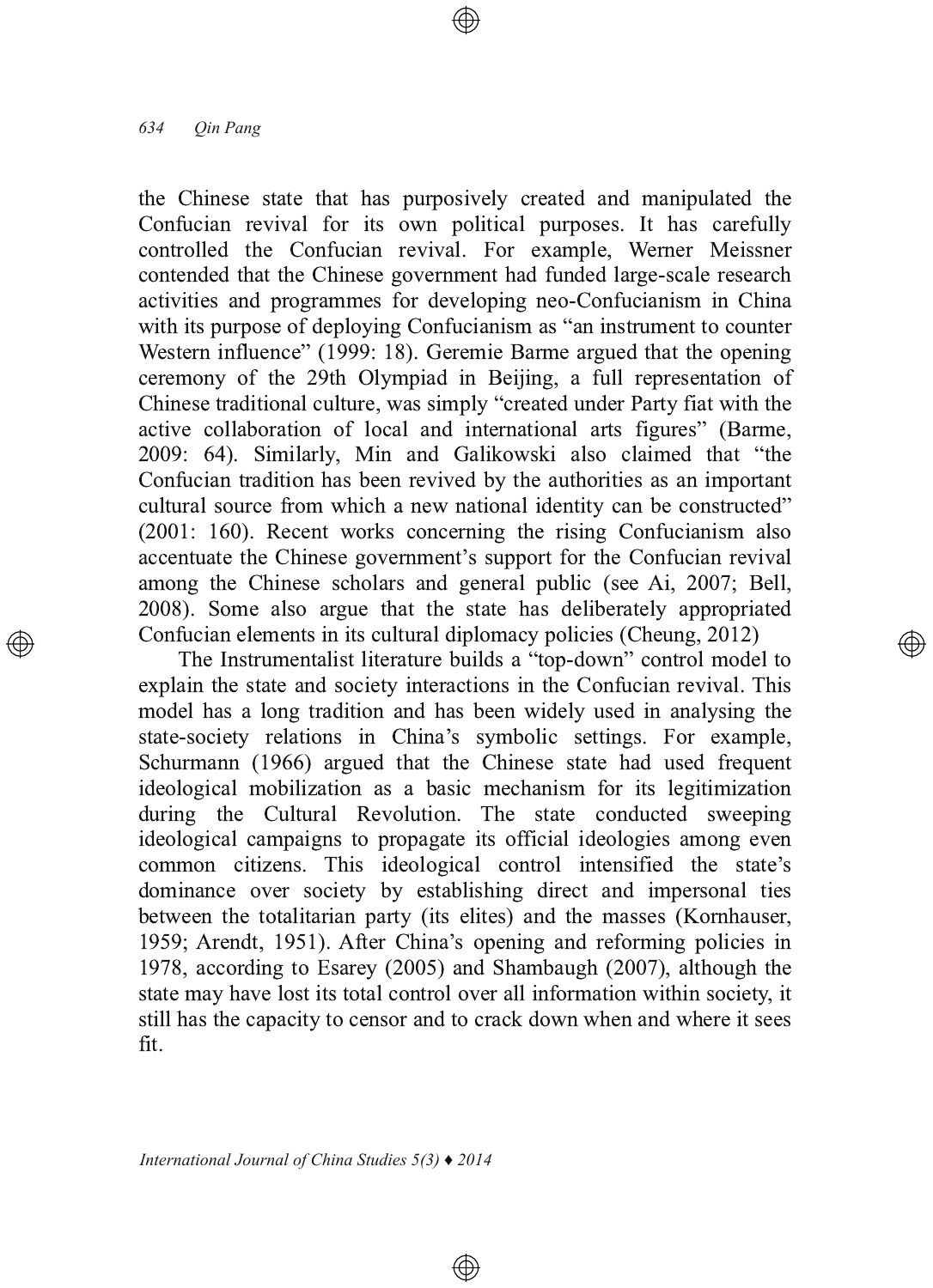the Chinese state that has purposively created and manipulated the Confucian revival for its own political purposes. It has carefully controlled the Confucian revival. For example, Werner Meissner contended that the Chinese government had funded large-scale research activities and programmes for developing neo-Confucianism in China with its purpose of deploying Confucianism as "an instrument to counter Western influence" (1999: 18). Geremie Barme argued that the opening ceremony of the 29th Olympiad in Beijing, a full representation of Chinese traditional culture, was simply "created under Party fiat with the active collaboration of local and international arts figures" (Barme, 2009: 64). Similarly, Min and Galikowski also claimed that "the Confucian tradition has been revived by the authorities as an important cultural source from which a new national identity can be constructed" (2001: 160). Recent works concerning the rising Confucianism also accentuate the Chinese government's support for the Confucian revival among the Chinese scholars and general public (see Ai, 2007; Bell, 2008). Some also argue that the state has deliberately appropriated Confucian elements in its cultural diplomacy policies (Cheung, 2012)

The Instrumentalist literature builds a "top-down" control model to explain the state and society interactions in the Confucian revival. This model has a long tradition and has been widely used in analysing the state-society relations in China's symbolic settings. For example, Schurmann (1966) argued that the Chinese state had used frequent ideological mobilization as a basic mechanism for its legitimization during the Cultural Revolution. The state conducted sweeping ideological campaigns to propagate its official ideologies among even common citizens. This ideological control intensified the state's dominance over society by establishing direct and impersonal ties between the totalitarian party (its elites) and the masses (Kornhauser, 1959; Arendt, 1951). After China's opening and reforming policies in 1978, according to Esarey (2005) and Shambaugh (2007), although the state may have lost its total control over all information within society, it still has the capacity to censor and to crack down when and where it sees fit.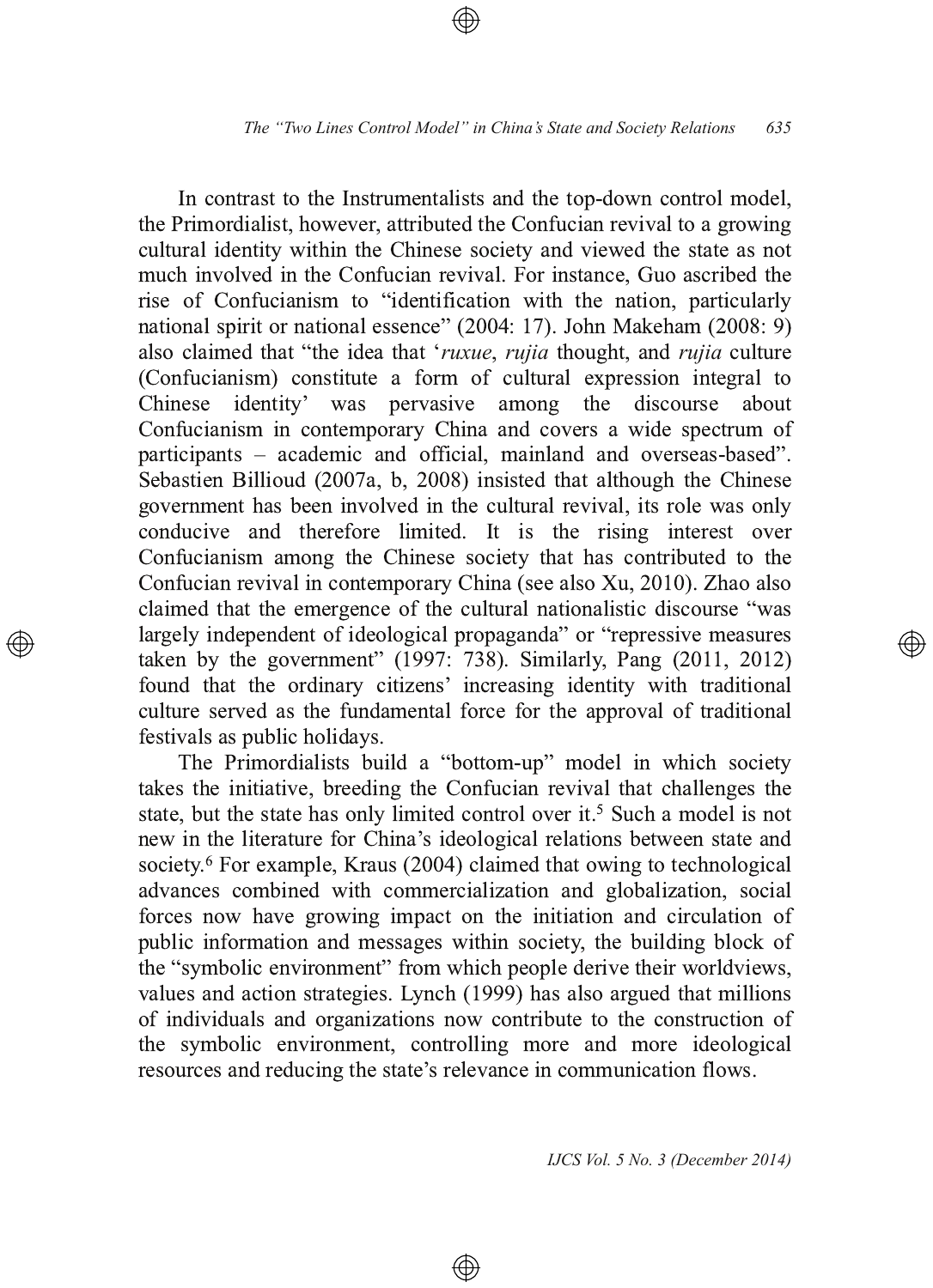In contrast to the Instrumentalists and the top-down control model, the Primordialist, however, attributed the Confucian revival to a growing cultural identity within the Chinese society and viewed the state as not much involved in the Confucian revival. For instance, Guo ascribed the rise of Confucianism to "identification with the nation, particularly national spirit or national essence" (2004: 17). John Makeham (2008: 9) also claimed that "the idea that '*ruxue*, *rujia* thought, and *rujia* culture (Confucianism) constitute a form of cultural expression integral to Chinese identity' was pervasive among the discourse about Confucianism in contemporary China and covers a wide spectrum of participants – academic and official, mainland and overseas-based". Sebastien Billioud (2007a, b, 2008) insisted that although the Chinese government has been involved in the cultural revival, its role was only conducive and therefore limited. It is the rising interest over Confucianism among the Chinese society that has contributed to the Confucian revival in contemporary China (see also Xu, 2010). Zhao also claimed that the emergence of the cultural nationalistic discourse "was largely independent of ideological propaganda" or "repressive measures taken by the government" (1997: 738). Similarly, Pang (2011, 2012) found that the ordinary citizens' increasing identity with traditional culture served as the fundamental force for the approval of traditional festivals as public holidays.

The Primordialists build a "bottom-up" model in which society takes the initiative, breeding the Confucian revival that challenges the state, but the state has only limited control over it.[5] Such a model is not new in the literature for China's ideological relations between state and society.[6] For example, Kraus (2004) claimed that owing to technological advances combined with commercialization and globalization, social forces now have growing impact on the initiation and circulation of public information and messages within society, the building block of the "symbolic environment" from which people derive their worldviews, values and action strategies. Lynch (1999) has also argued that millions of individuals and organizations now contribute to the construction of the symbolic environment, controlling more and more ideological resources and reducing the state's relevance in communication flows.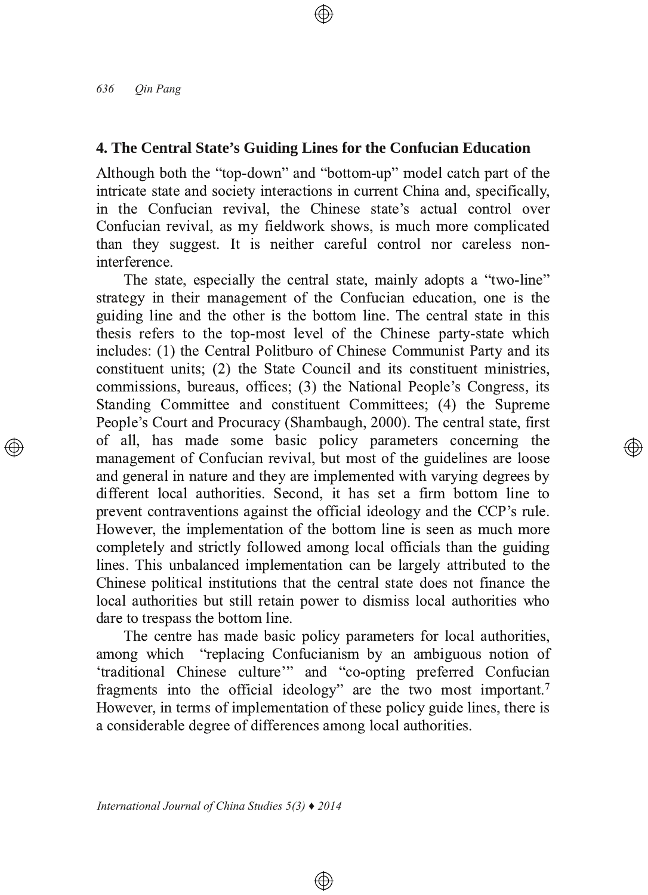## 4. The Central State's Guiding Lines for the Confucian Education

Although both the "top-down" and "bottom-up" model catch part of the intricate state and society interactions in current China and, specifically, in the Confucian revival, the Chinese state's actual control over Confucian revival, as my fieldwork shows, is much more complicated than they suggest. It is neither careful control nor careless non-interference.

The state, especially the central state, mainly adopts a "two-line" strategy in their management of the Confucian education, one is the guiding line and the other is the bottom line. The central state in this thesis refers to the top-most level of the Chinese party-state which includes: (1) the Central Politburo of Chinese Communist Party and its constituent units; (2) the State Council and its constituent ministries, commissions, bureaus, offices; (3) the National People's Congress, its Standing Committee and constituent Committees; (4) the Supreme People's Court and Procuracy (Shambaugh, 2000). The central state, first of all, has made some basic policy parameters concerning the management of Confucian revival, but most of the guidelines are loose and general in nature and they are implemented with varying degrees by different local authorities. Second, it has set a firm bottom line to prevent contraventions against the official ideology and the CCP's rule. However, the implementation of the bottom line is seen as much more completely and strictly followed among local officials than the guiding lines. This unbalanced implementation can be largely attributed to the Chinese political institutions that the central state does not finance the local authorities but still retain power to dismiss local authorities who dare to trespass the bottom line.

The centre has made basic policy parameters for local authorities, among which "replacing Confucianism by an ambiguous notion of 'traditional Chinese culture'" and "co-opting preferred Confucian fragments into the official ideology" are the two most important.[7] However, in terms of implementation of these policy guide lines, there is a considerable degree of differences among local authorities.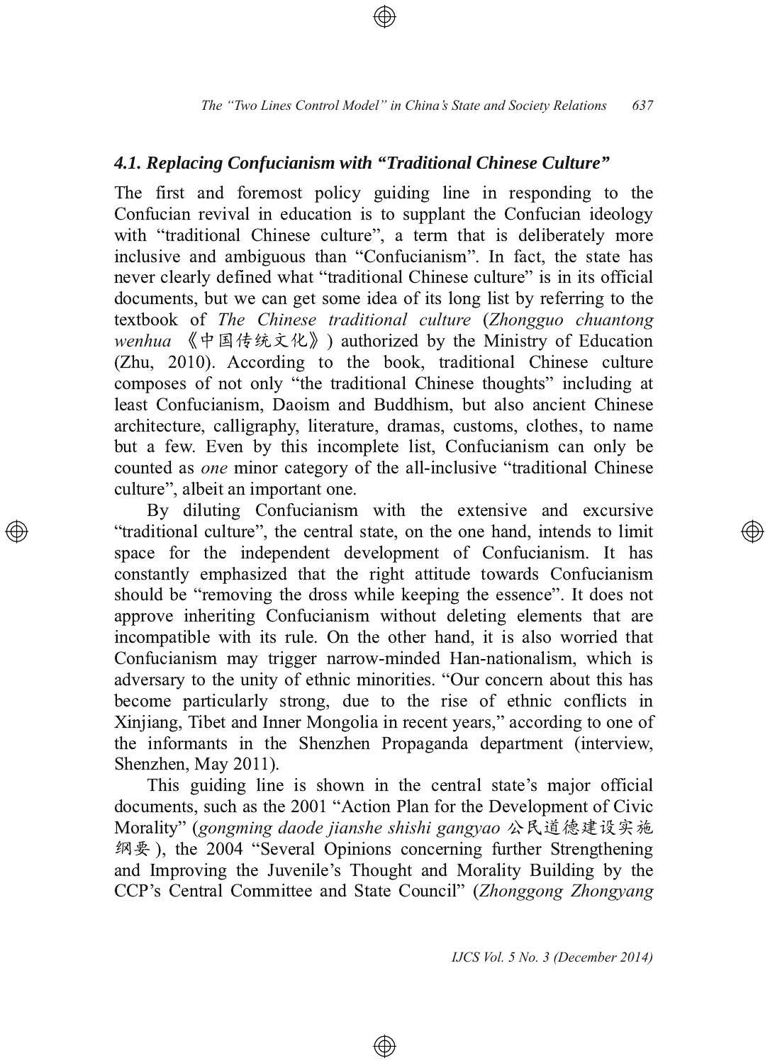### *4.1. Replacing Confucianism with "Traditional Chinese Culture"*

The first and foremost policy guiding line in responding to the Confucian revival in education is to supplant the Confucian ideology with "traditional Chinese culture", a term that is deliberately more inclusive and ambiguous than "Confucianism". In fact, the state has never clearly defined what "traditional Chinese culture" is in its official documents, but we can get some idea of its long list by referring to the textbook of *The Chinese traditional culture* (*Zhongguo chuantong wenhua* 《中国传统文化》) authorized by the Ministry of Education (Zhu, 2010). According to the book, traditional Chinese culture composes of not only "the traditional Chinese thoughts" including at least Confucianism, Daoism and Buddhism, but also ancient Chinese architecture, calligraphy, literature, dramas, customs, clothes, to name but a few. Even by this incomplete list, Confucianism can only be counted as *one* minor category of the all-inclusive "traditional Chinese culture", albeit an important one.

By diluting Confucianism with the extensive and excursive "traditional culture", the central state, on the one hand, intends to limit space for the independent development of Confucianism. It has constantly emphasized that the right attitude towards Confucianism should be "removing the dross while keeping the essence". It does not approve inheriting Confucianism without deleting elements that are incompatible with its rule. On the other hand, it is also worried that Confucianism may trigger narrow-minded Han-nationalism, which is adversary to the unity of ethnic minorities. "Our concern about this has become particularly strong, due to the rise of ethnic conflicts in Xinjiang, Tibet and Inner Mongolia in recent years," according to one of the informants in the Shenzhen Propaganda department (interview, Shenzhen, May 2011).

This guiding line is shown in the central state's major official documents, such as the 2001 "Action Plan for the Development of Civic Morality" (*gongming daode jianshe shishi gangyao* 公民道德建设实施纲要), the 2004 "Several Opinions concerning further Strengthening and Improving the Juvenile's Thought and Morality Building by the CCP's Central Committee and State Council" (*Zhonggong Zhongyang*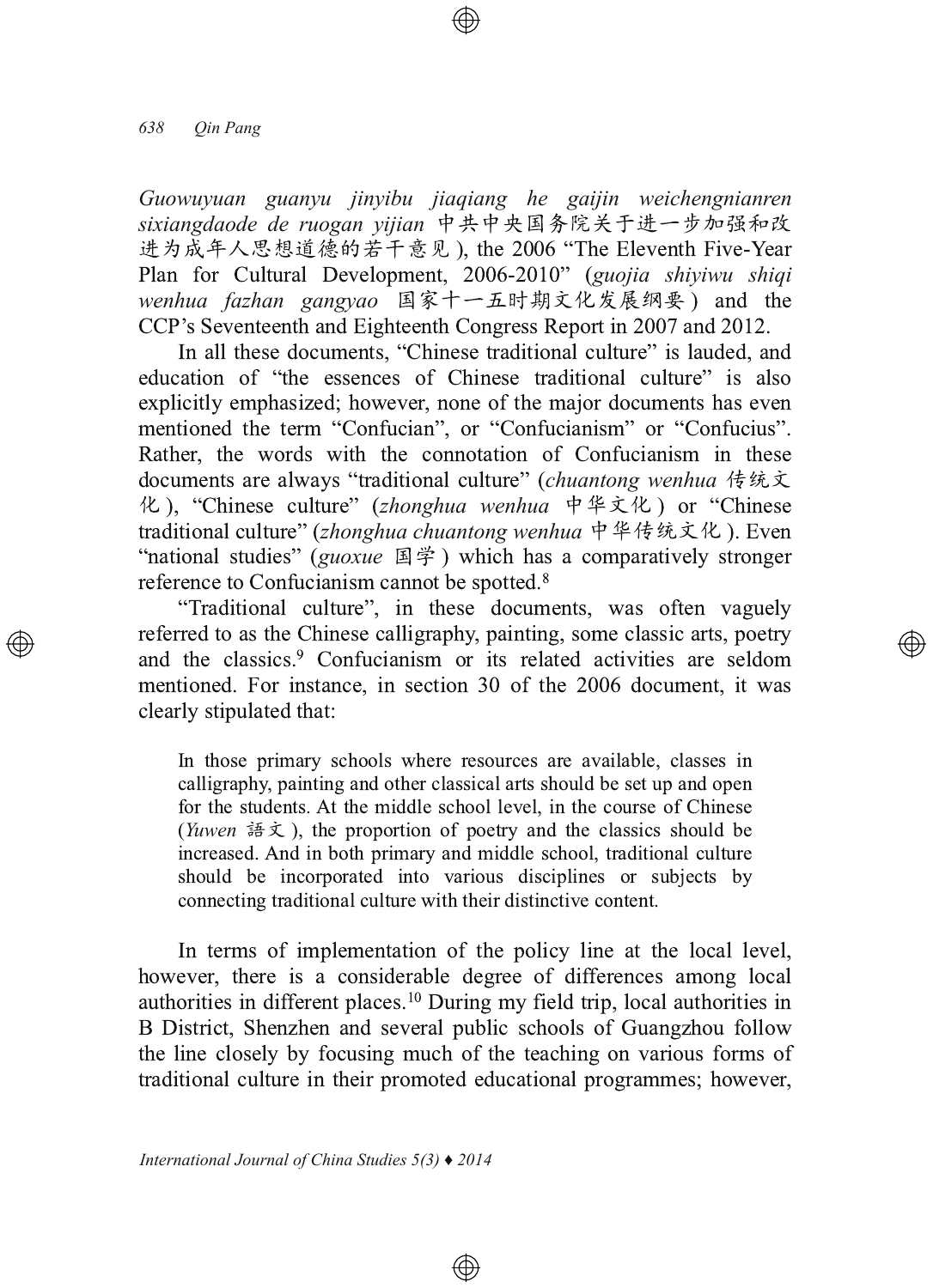*Guowuyuan guanyu jinyibu jiaqiang he gaijin weichengnianren sixiangdaode de ruogan yijian* 中共中央国务院关于进一步加强和改进为成年人思想道德的若干意见 ), the 2006 "The Eleventh Five-Year Plan for Cultural Development, 2006-2010" (*guojia shiyiwu shiqi wenhua fazhan gangyao* 国家十一五时期文化发展纲要 ) and the CCP's Seventeenth and Eighteenth Congress Report in 2007 and 2012.

In all these documents, "Chinese traditional culture" is lauded, and education of "the essences of Chinese traditional culture" is also explicitly emphasized; however, none of the major documents has even mentioned the term "Confucian", or "Confucianism" or "Confucius". Rather, the words with the connotation of Confucianism in these documents are always "traditional culture" (*chuantong wenhua* 传统文化 ), "Chinese culture" (*zhonghua wenhua* 中华文化 ) or "Chinese traditional culture" (*zhonghua chuantong wenhua* 中华传统文化 ). Even "national studies" (*guoxue* 国学 ) which has a comparatively stronger reference to Confucianism cannot be spotted.[8]

"Traditional culture", in these documents, was often vaguely referred to as the Chinese calligraphy, painting, some classic arts, poetry and the classics.[9] Confucianism or its related activities are seldom mentioned. For instance, in section 30 of the 2006 document, it was clearly stipulated that:

> In those primary schools where resources are available, classes in calligraphy, painting and other classical arts should be set up and open for the students. At the middle school level, in the course of Chinese (*Yuwen* 語文 ), the proportion of poetry and the classics should be increased. And in both primary and middle school, traditional culture should be incorporated into various disciplines or subjects by connecting traditional culture with their distinctive content.

In terms of implementation of the policy line at the local level, however, there is a considerable degree of differences among local authorities in different places.[10] During my field trip, local authorities in B District, Shenzhen and several public schools of Guangzhou follow the line closely by focusing much of the teaching on various forms of traditional culture in their promoted educational programmes; however,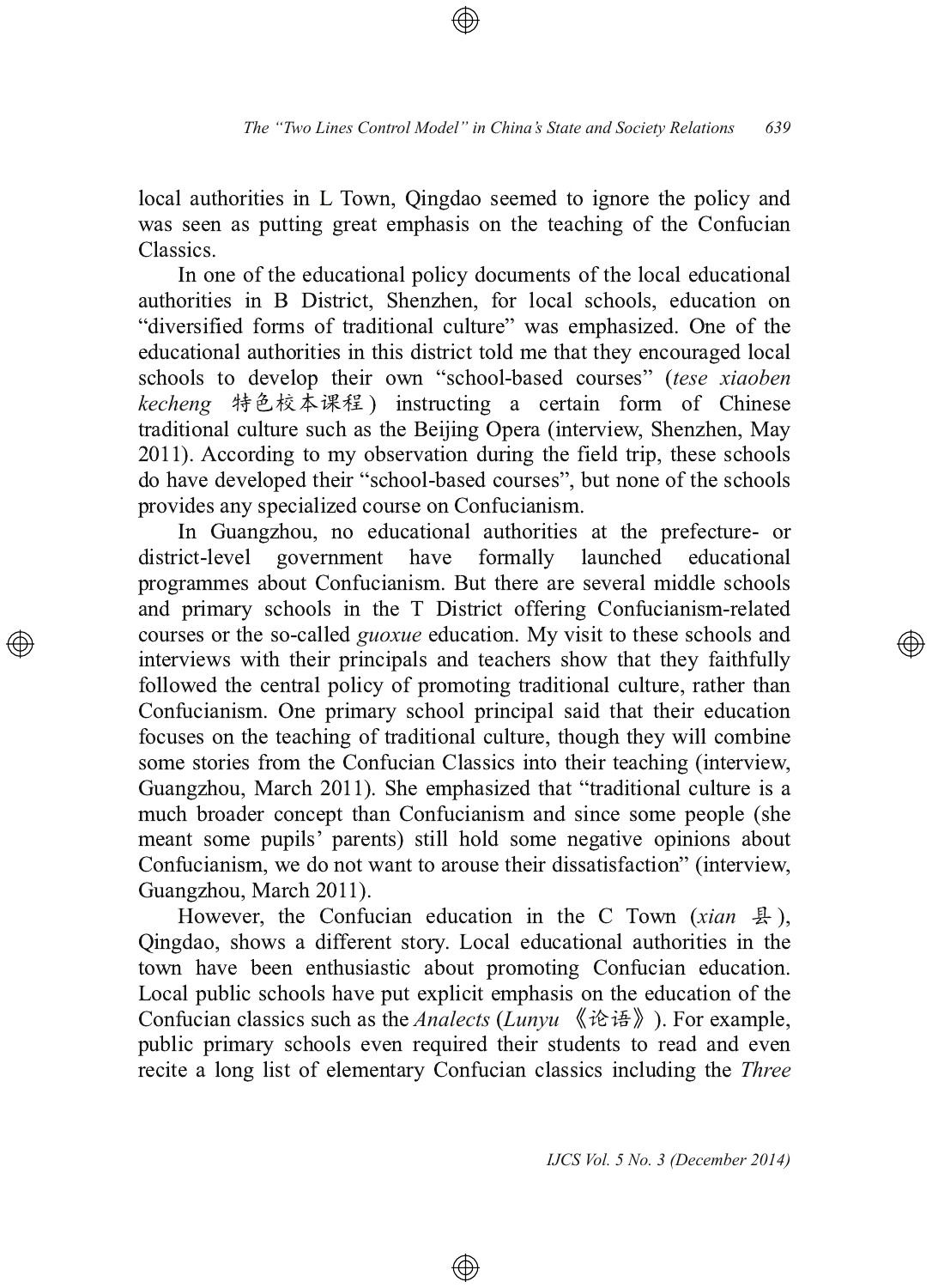local authorities in L Town, Qingdao seemed to ignore the policy and was seen as putting great emphasis on the teaching of the Confucian Classics.

In one of the educational policy documents of the local educational authorities in B District, Shenzhen, for local schools, education on "diversified forms of traditional culture" was emphasized. One of the educational authorities in this district told me that they encouraged local schools to develop their own "school-based courses" (*tese xiaoben kecheng* 特色校本课程) instructing a certain form of Chinese traditional culture such as the Beijing Opera (interview, Shenzhen, May 2011). According to my observation during the field trip, these schools do have developed their "school-based courses", but none of the schools provides any specialized course on Confucianism.

In Guangzhou, no educational authorities at the prefecture- or district-level government have formally launched educational programmes about Confucianism. But there are several middle schools and primary schools in the T District offering Confucianism-related courses or the so-called *guoxue* education. My visit to these schools and interviews with their principals and teachers show that they faithfully followed the central policy of promoting traditional culture, rather than Confucianism. One primary school principal said that their education focuses on the teaching of traditional culture, though they will combine some stories from the Confucian Classics into their teaching (interview, Guangzhou, March 2011). She emphasized that "traditional culture is a much broader concept than Confucianism and since some people (she meant some pupils' parents) still hold some negative opinions about Confucianism, we do not want to arouse their dissatisfaction" (interview, Guangzhou, March 2011).

However, the Confucian education in the C Town (*xian* 县), Qingdao, shows a different story. Local educational authorities in the town have been enthusiastic about promoting Confucian education. Local public schools have put explicit emphasis on the education of the Confucian classics such as the *Analects* (*Lunyu* 《论语》). For example, public primary schools even required their students to read and even recite a long list of elementary Confucian classics including the *Three*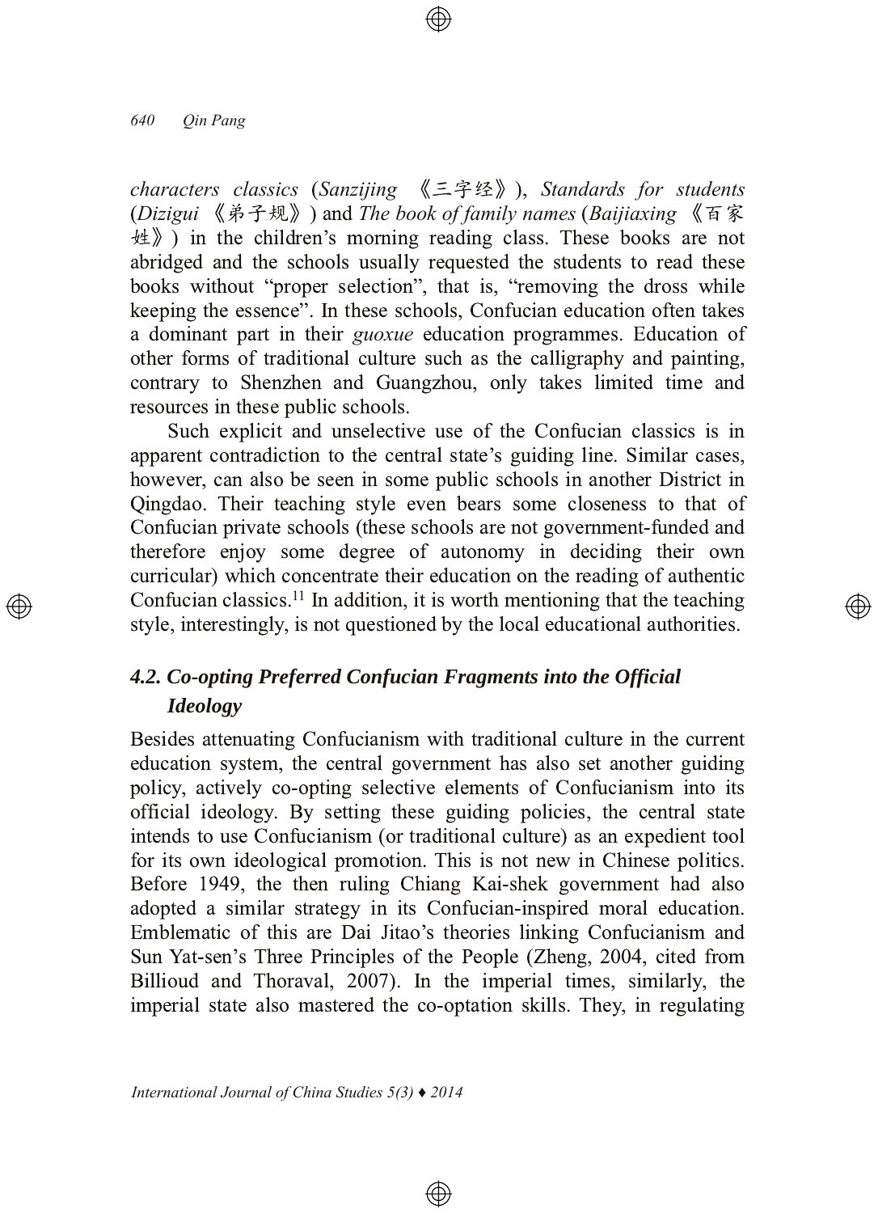characters classics (*Sanzijing* 《三字经》), *Standards for students* (*Dizigui* 《弟子规》) and *The book of family names* (*Baijiaxing* 《百家姓》) in the children's morning reading class. These books are not abridged and the schools usually requested the students to read these books without "proper selection", that is, "removing the dross while keeping the essence". In these schools, Confucian education often takes a dominant part in their *guoxue* education programmes. Education of other forms of traditional culture such as the calligraphy and painting, contrary to Shenzhen and Guangzhou, only takes limited time and resources in these public schools.

Such explicit and unselective use of the Confucian classics is in apparent contradiction to the central state's guiding line. Similar cases, however, can also be seen in some public schools in another District in Qingdao. Their teaching style even bears some closeness to that of Confucian private schools (these schools are not government-funded and therefore enjoy some degree of autonomy in deciding their own curricular) which concentrate their education on the reading of authentic Confucian classics.[11] In addition, it is worth mentioning that the teaching style, interestingly, is not questioned by the local educational authorities.

### 4.2. Co-opting Preferred Confucian Fragments into the Official Ideology

Besides attenuating Confucianism with traditional culture in the current education system, the central government has also set another guiding policy, actively co-opting selective elements of Confucianism into its official ideology. By setting these guiding policies, the central state intends to use Confucianism (or traditional culture) as an expedient tool for its own ideological promotion. This is not new in Chinese politics. Before 1949, the then ruling Chiang Kai-shek government had also adopted a similar strategy in its Confucian-inspired moral education. Emblematic of this are Dai Jitao's theories linking Confucianism and Sun Yat-sen's Three Principles of the People (Zheng, 2004, cited from Billioud and Thoraval, 2007). In the imperial times, similarly, the imperial state also mastered the co-optation skills. They, in regulating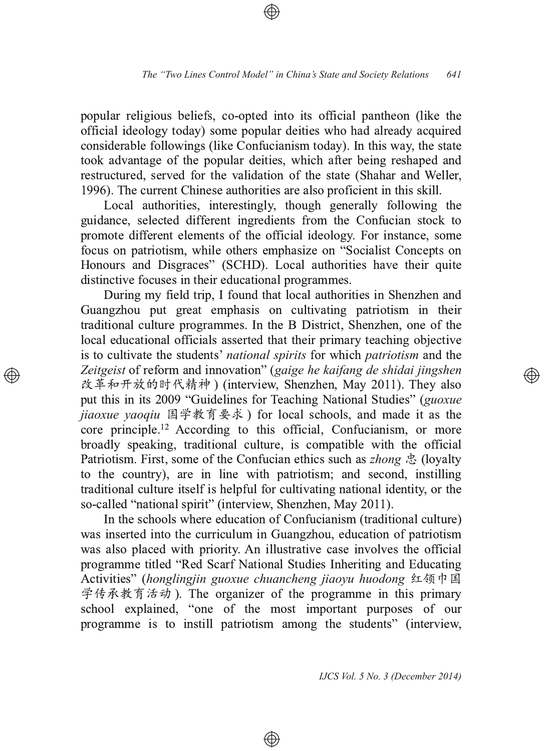popular religious beliefs, co-opted into its official pantheon (like the official ideology today) some popular deities who had already acquired considerable followings (like Confucianism today). In this way, the state took advantage of the popular deities, which after being reshaped and restructured, served for the validation of the state (Shahar and Weller, 1996). The current Chinese authorities are also proficient in this skill.

Local authorities, interestingly, though generally following the guidance, selected different ingredients from the Confucian stock to promote different elements of the official ideology. For instance, some focus on patriotism, while others emphasize on "Socialist Concepts on Honours and Disgraces" (SCHD). Local authorities have their quite distinctive focuses in their educational programmes.

During my field trip, I found that local authorities in Shenzhen and Guangzhou put great emphasis on cultivating patriotism in their traditional culture programmes. In the B District, Shenzhen, one of the local educational officials asserted that their primary teaching objective is to cultivate the students' *national spirits* for which *patriotism* and the *Zeitgeist* of reform and innovation" (*gaige he kaifang de shidai jingshen* 改革和开放的时代精神) (interview, Shenzhen, May 2011). They also put this in its 2009 "Guidelines for Teaching National Studies" (*guoxue jiaoxue yaoqiu* 国学教育要求) for local schools, and made it as the core principle.[12] According to this official, Confucianism, or more broadly speaking, traditional culture, is compatible with the official Patriotism. First, some of the Confucian ethics such as *zhong* 忠 (loyalty to the country), are in line with patriotism; and second, instilling traditional culture itself is helpful for cultivating national identity, or the so-called "national spirit" (interview, Shenzhen, May 2011).

In the schools where education of Confucianism (traditional culture) was inserted into the curriculum in Guangzhou, education of patriotism was also placed with priority. An illustrative case involves the official programme titled "Red Scarf National Studies Inheriting and Educating Activities" (*honglingjin guoxue chuancheng jiaoyu huodong* 红领巾国学传承教育活动). The organizer of the programme in this primary school explained, "one of the most important purposes of our programme is to instill patriotism among the students" (interview,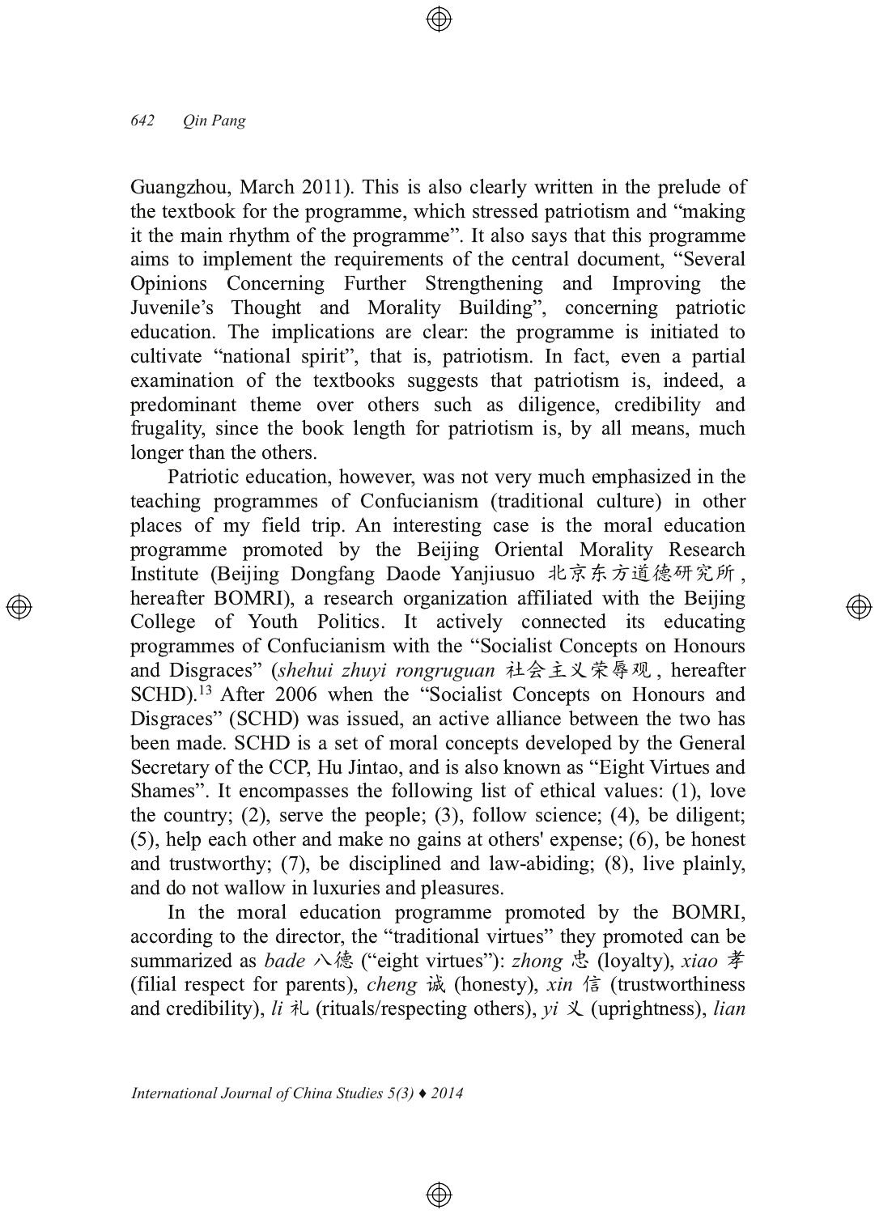Guangzhou, March 2011). This is also clearly written in the prelude of the textbook for the programme, which stressed patriotism and "making it the main rhythm of the programme". It also says that this programme aims to implement the requirements of the central document, "Several Opinions Concerning Further Strengthening and Improving the Juvenile's Thought and Morality Building", concerning patriotic education. The implications are clear: the programme is initiated to cultivate "national spirit", that is, patriotism. In fact, even a partial examination of the textbooks suggests that patriotism is, indeed, a predominant theme over others such as diligence, credibility and frugality, since the book length for patriotism is, by all means, much longer than the others.

Patriotic education, however, was not very much emphasized in the teaching programmes of Confucianism (traditional culture) in other places of my field trip. An interesting case is the moral education programme promoted by the Beijing Oriental Morality Research Institute (Beijing Dongfang Daode Yanjiusuo 北京东方道德研究所, hereafter BOMRI), a research organization affiliated with the Beijing College of Youth Politics. It actively connected its educating programmes of Confucianism with the "Socialist Concepts on Honours and Disgraces" (*shehui zhuyi rongruguan* 社会主义荣辱观, hereafter SCHD).[13] After 2006 when the "Socialist Concepts on Honours and Disgraces" (SCHD) was issued, an active alliance between the two has been made. SCHD is a set of moral concepts developed by the General Secretary of the CCP, Hu Jintao, and is also known as "Eight Virtues and Shames". It encompasses the following list of ethical values: (1), love the country; (2), serve the people; (3), follow science; (4), be diligent; (5), help each other and make no gains at others' expense; (6), be honest and trustworthy; (7), be disciplined and law-abiding; (8), live plainly, and do not wallow in luxuries and pleasures.

In the moral education programme promoted by the BOMRI, according to the director, the "traditional virtues" they promoted can be summarized as *bade* 八德 ("eight virtues"): *zhong* 忠 (loyalty), *xiao* 孝 (filial respect for parents), *cheng* 诚 (honesty), *xin* 信 (trustworthiness and credibility), *li* 礼 (rituals/respecting others), *yi* 义 (uprightness), *lian*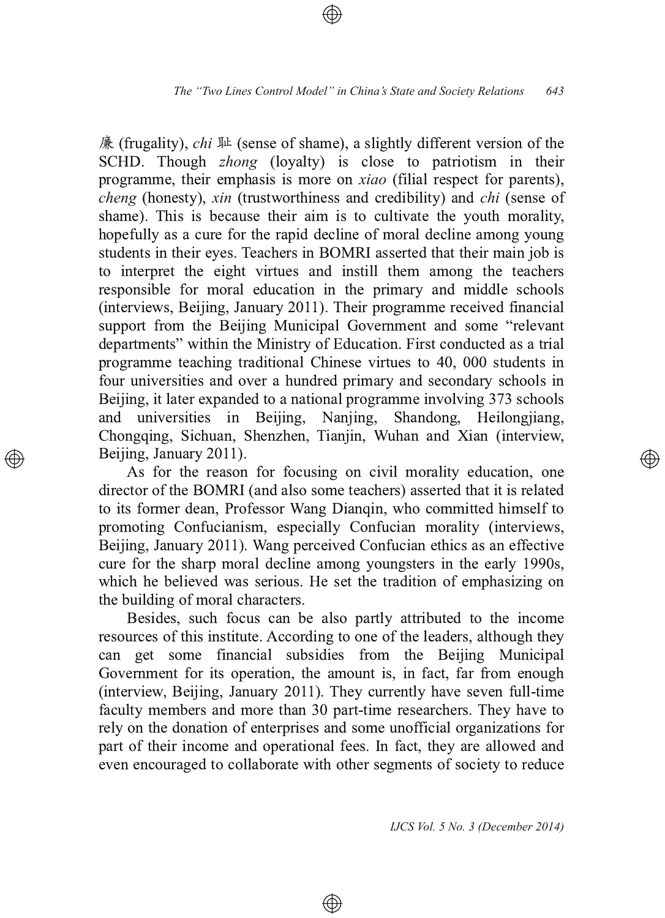廉 (frugality), *chi* 恥 (sense of shame), a slightly different version of the SCHD. Though *zhong* (loyalty) is close to patriotism in their programme, their emphasis is more on *xiao* (filial respect for parents), *cheng* (honesty), *xin* (trustworthiness and credibility) and *chi* (sense of shame). This is because their aim is to cultivate the youth morality, hopefully as a cure for the rapid decline of moral decline among young students in their eyes. Teachers in BOMRI asserted that their main job is to interpret the eight virtues and instill them among the teachers responsible for moral education in the primary and middle schools (interviews, Beijing, January 2011). Their programme received financial support from the Beijing Municipal Government and some "relevant departments" within the Ministry of Education. First conducted as a trial programme teaching traditional Chinese virtues to 40, 000 students in four universities and over a hundred primary and secondary schools in Beijing, it later expanded to a national programme involving 373 schools and universities in Beijing, Nanjing, Shandong, Heilongjiang, Chongqing, Sichuan, Shenzhen, Tianjin, Wuhan and Xian (interview, Beijing, January 2011).

As for the reason for focusing on civil morality education, one director of the BOMRI (and also some teachers) asserted that it is related to its former dean, Professor Wang Dianqin, who committed himself to promoting Confucianism, especially Confucian morality (interviews, Beijing, January 2011). Wang perceived Confucian ethics as an effective cure for the sharp moral decline among youngsters in the early 1990s, which he believed was serious. He set the tradition of emphasizing on the building of moral characters.

Besides, such focus can be also partly attributed to the income resources of this institute. According to one of the leaders, although they can get some financial subsidies from the Beijing Municipal Government for its operation, the amount is, in fact, far from enough (interview, Beijing, January 2011). They currently have seven full-time faculty members and more than 30 part-time researchers. They have to rely on the donation of enterprises and some unofficial organizations for part of their income and operational fees. In fact, they are allowed and even encouraged to collaborate with other segments of society to reduce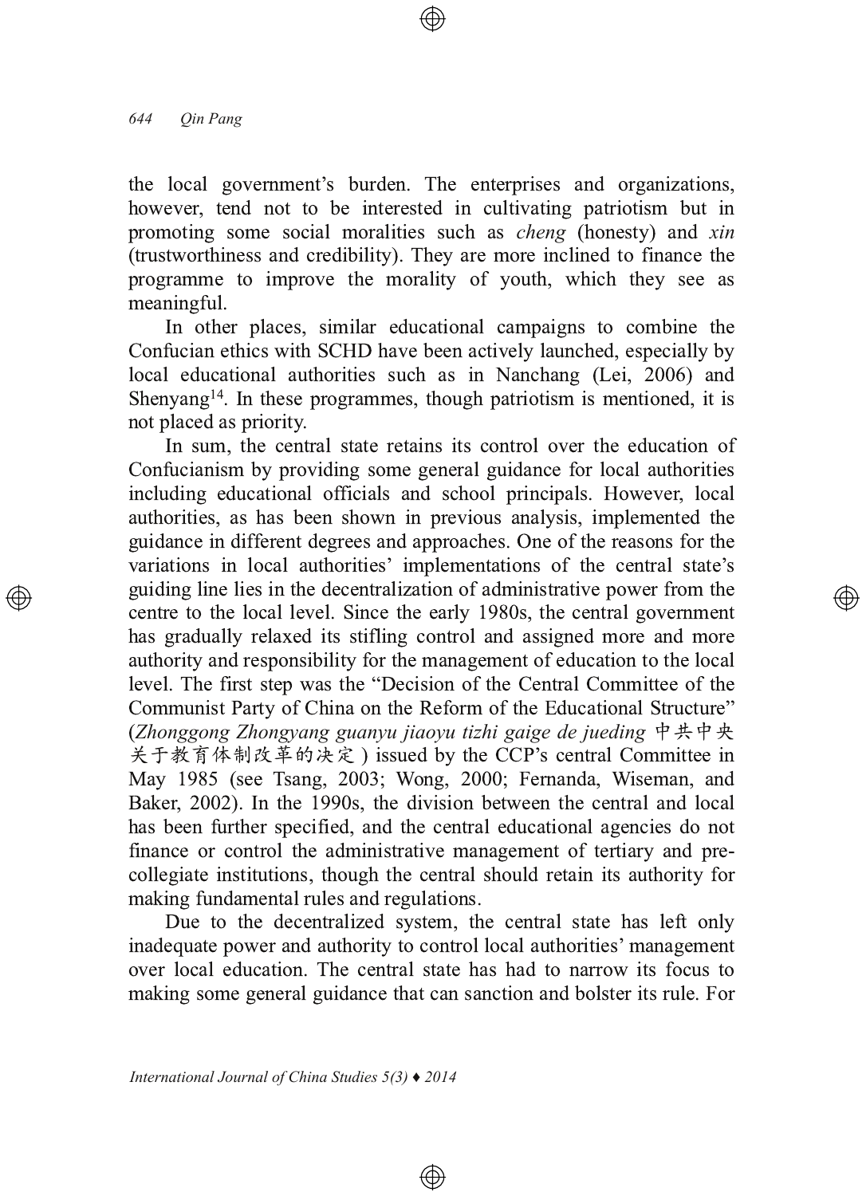the local government's burden. The enterprises and organizations, however, tend not to be interested in cultivating patriotism but in promoting some social moralities such as *cheng* (honesty) and *xin* (trustworthiness and credibility). They are more inclined to finance the programme to improve the morality of youth, which they see as meaningful.

In other places, similar educational campaigns to combine the Confucian ethics with SCHD have been actively launched, especially by local educational authorities such as in Nanchang (Lei, 2006) and Shenyang[14]. In these programmes, though patriotism is mentioned, it is not placed as priority.

In sum, the central state retains its control over the education of Confucianism by providing some general guidance for local authorities including educational officials and school principals. However, local authorities, as has been shown in previous analysis, implemented the guidance in different degrees and approaches. One of the reasons for the variations in local authorities' implementations of the central state's guiding line lies in the decentralization of administrative power from the centre to the local level. Since the early 1980s, the central government has gradually relaxed its stifling control and assigned more and more authority and responsibility for the management of education to the local level. The first step was the "Decision of the Central Committee of the Communist Party of China on the Reform of the Educational Structure" (*Zhonggong Zhongyang guanyu jiaoyu tizhi gaige de jueding* 中共中央关于教育体制改革的决定) issued by the CCP's central Committee in May 1985 (see Tsang, 2003; Wong, 2000; Fernanda, Wiseman, and Baker, 2002). In the 1990s, the division between the central and local has been further specified, and the central educational agencies do not finance or control the administrative management of tertiary and pre-collegiate institutions, though the central should retain its authority for making fundamental rules and regulations.

Due to the decentralized system, the central state has left only inadequate power and authority to control local authorities' management over local education. The central state has had to narrow its focus to making some general guidance that can sanction and bolster its rule. For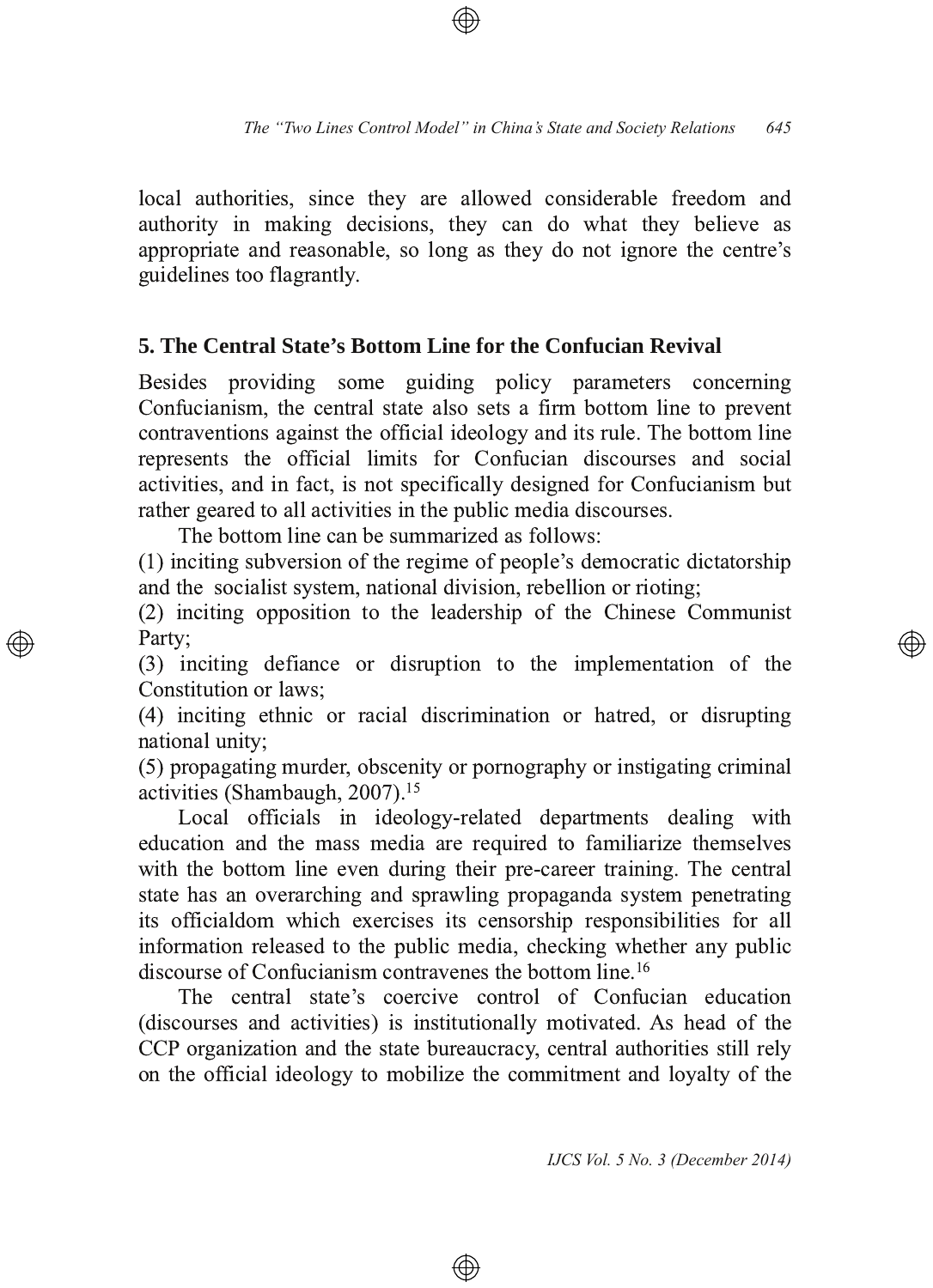local authorities, since they are allowed considerable freedom and authority in making decisions, they can do what they believe as appropriate and reasonable, so long as they do not ignore the centre's guidelines too flagrantly.

## 5. The Central State's Bottom Line for the Confucian Revival

Besides providing some guiding policy parameters concerning Confucianism, the central state also sets a firm bottom line to prevent contraventions against the official ideology and its rule. The bottom line represents the official limits for Confucian discourses and social activities, and in fact, is not specifically designed for Confucianism but rather geared to all activities in the public media discourses.

The bottom line can be summarized as follows:

(1) inciting subversion of the regime of people's democratic dictatorship and the socialist system, national division, rebellion or rioting;
(2) inciting opposition to the leadership of the Chinese Communist Party;
(3) inciting defiance or disruption to the implementation of the Constitution or laws;
(4) inciting ethnic or racial discrimination or hatred, or disrupting national unity;
(5) propagating murder, obscenity or pornography or instigating criminal activities (Shambaugh, 2007).[15]

Local officials in ideology-related departments dealing with education and the mass media are required to familiarize themselves with the bottom line even during their pre-career training. The central state has an overarching and sprawling propaganda system penetrating its officialdom which exercises its censorship responsibilities for all information released to the public media, checking whether any public discourse of Confucianism contravenes the bottom line.[16]

The central state's coercive control of Confucian education (discourses and activities) is institutionally motivated. As head of the CCP organization and the state bureaucracy, central authorities still rely on the official ideology to mobilize the commitment and loyalty of the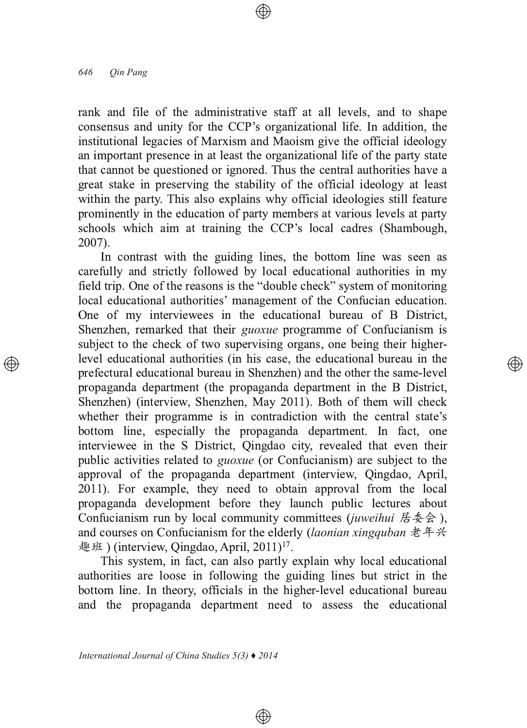rank and file of the administrative staff at all levels, and to shape consensus and unity for the CCP's organizational life. In addition, the institutional legacies of Marxism and Maoism give the official ideology an important presence in at least the organizational life of the party state that cannot be questioned or ignored. Thus the central authorities have a great stake in preserving the stability of the official ideology at least within the party. This also explains why official ideologies still feature prominently in the education of party members at various levels at party schools which aim at training the CCP's local cadres (Shambough, 2007).

In contrast with the guiding lines, the bottom line was seen as carefully and strictly followed by local educational authorities in my field trip. One of the reasons is the "double check" system of monitoring local educational authorities' management of the Confucian education. One of my interviewees in the educational bureau of B District, Shenzhen, remarked that their *guoxue* programme of Confucianism is subject to the check of two supervising organs, one being their higher-level educational authorities (in his case, the educational bureau in the prefectural educational bureau in Shenzhen) and the other the same-level propaganda department (the propaganda department in the B District, Shenzhen) (interview, Shenzhen, May 2011). Both of them will check whether their programme is in contradiction with the central state's bottom line, especially the propaganda department. In fact, one interviewee in the S District, Qingdao city, revealed that even their public activities related to *guoxue* (or Confucianism) are subject to the approval of the propaganda department (interview, Qingdao, April, 2011). For example, they need to obtain approval from the local propaganda development before they launch public lectures about Confucianism run by local community committees (*juweihui* 居委会), and courses on Confucianism for the elderly (*laonian xingquban* 老年兴趣班) (interview, Qingdao, April, 2011)[17].

This system, in fact, can also partly explain why local educational authorities are loose in following the guiding lines but strict in the bottom line. In theory, officials in the higher-level educational bureau and the propaganda department need to assess the educational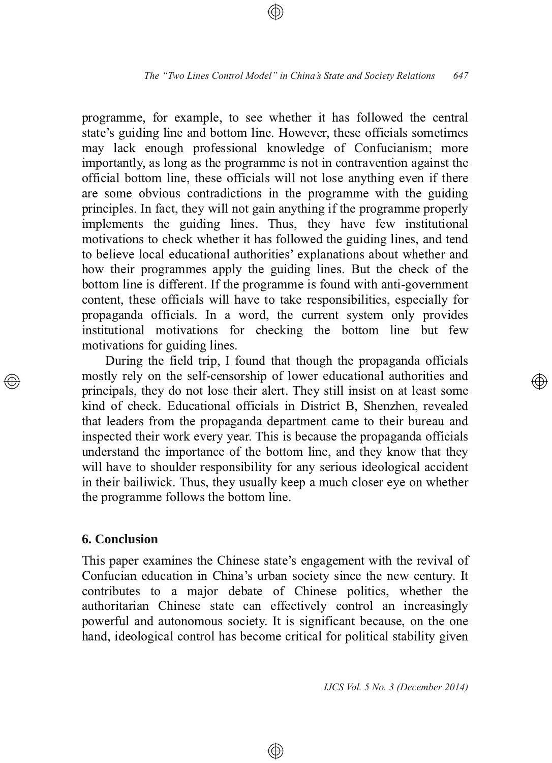programme, for example, to see whether it has followed the central state's guiding line and bottom line. However, these officials sometimes may lack enough professional knowledge of Confucianism; more importantly, as long as the programme is not in contravention against the official bottom line, these officials will not lose anything even if there are some obvious contradictions in the programme with the guiding principles. In fact, they will not gain anything if the programme properly implements the guiding lines. Thus, they have few institutional motivations to check whether it has followed the guiding lines, and tend to believe local educational authorities' explanations about whether and how their programmes apply the guiding lines. But the check of the bottom line is different. If the programme is found with anti-government content, these officials will have to take responsibilities, especially for propaganda officials. In a word, the current system only provides institutional motivations for checking the bottom line but few motivations for guiding lines.

During the field trip, I found that though the propaganda officials mostly rely on the self-censorship of lower educational authorities and principals, they do not lose their alert. They still insist on at least some kind of check. Educational officials in District B, Shenzhen, revealed that leaders from the propaganda department came to their bureau and inspected their work every year. This is because the propaganda officials understand the importance of the bottom line, and they know that they will have to shoulder responsibility for any serious ideological accident in their bailiwick. Thus, they usually keep a much closer eye on whether the programme follows the bottom line.

## 6. Conclusion

This paper examines the Chinese state's engagement with the revival of Confucian education in China's urban society since the new century. It contributes to a major debate of Chinese politics, whether the authoritarian Chinese state can effectively control an increasingly powerful and autonomous society. It is significant because, on the one hand, ideological control has become critical for political stability given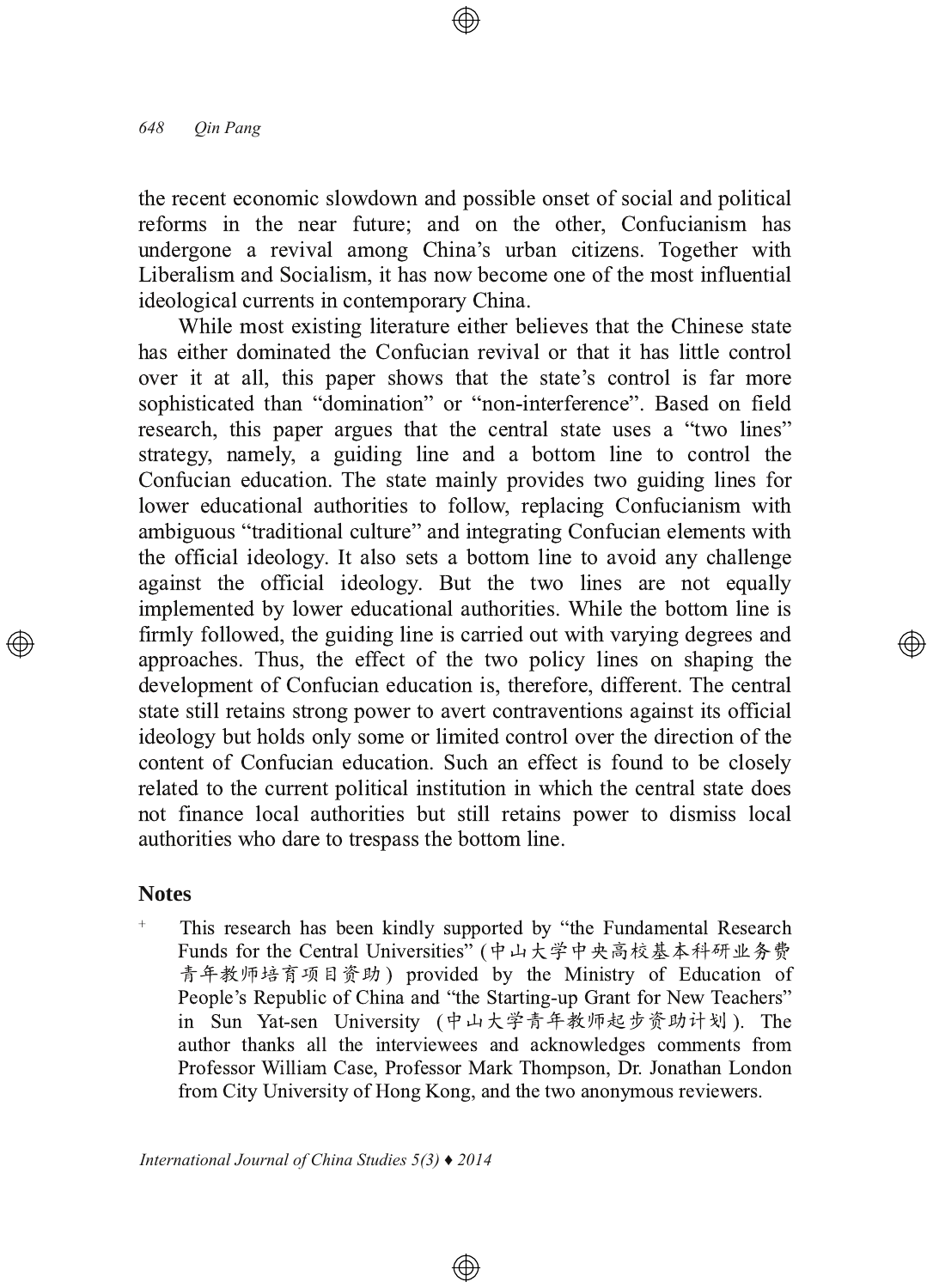the recent economic slowdown and possible onset of social and political reforms in the near future; and on the other, Confucianism has undergone a revival among China's urban citizens. Together with Liberalism and Socialism, it has now become one of the most influential ideological currents in contemporary China.

While most existing literature either believes that the Chinese state has either dominated the Confucian revival or that it has little control over it at all, this paper shows that the state's control is far more sophisticated than "domination" or "non-interference". Based on field research, this paper argues that the central state uses a "two lines" strategy, namely, a guiding line and a bottom line to control the Confucian education. The state mainly provides two guiding lines for lower educational authorities to follow, replacing Confucianism with ambiguous "traditional culture" and integrating Confucian elements with the official ideology. It also sets a bottom line to avoid any challenge against the official ideology. But the two lines are not equally implemented by lower educational authorities. While the bottom line is firmly followed, the guiding line is carried out with varying degrees and approaches. Thus, the effect of the two policy lines on shaping the development of Confucian education is, therefore, different. The central state still retains strong power to avert contraventions against its official ideology but holds only some or limited control over the direction of the content of Confucian education. Such an effect is found to be closely related to the current political institution in which the central state does not finance local authorities but still retains power to dismiss local authorities who dare to trespass the bottom line.

## Notes

\+ This research has been kindly supported by "the Fundamental Research Funds for the Central Universities" (中山大学中央高校基本科研业务费青年教师培育项目资助) provided by the Ministry of Education of People's Republic of China and "the Starting-up Grant for New Teachers" in Sun Yat-sen University (中山大学青年教师起步资助计划). The author thanks all the interviewees and acknowledges comments from Professor William Case, Professor Mark Thompson, Dr. Jonathan London from City University of Hong Kong, and the two anonymous reviewers.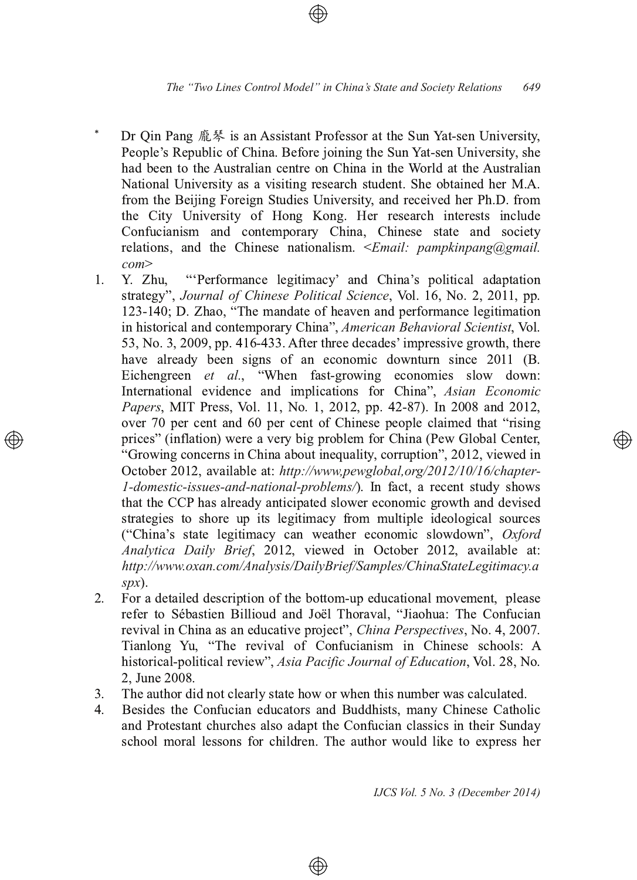\* Dr Qin Pang 龐琴 is an Assistant Professor at the Sun Yat-sen University, People's Republic of China. Before joining the Sun Yat-sen University, she had been to the Australian centre on China in the World at the Australian National University as a visiting research student. She obtained her M.A. from the Beijing Foreign Studies University, and received her Ph.D. from the City University of Hong Kong. Her research interests include Confucianism and contemporary China, Chinese state and society relations, and the Chinese nationalism. <*Email: pampkinpang@gmail.com*>

1. Y. Zhu, "'Performance legitimacy' and China's political adaptation strategy", *Journal of Chinese Political Science*, Vol. 16, No. 2, 2011, pp. 123-140; D. Zhao, "The mandate of heaven and performance legitimation in historical and contemporary China", *American Behavioral Scientist*, Vol. 53, No. 3, 2009, pp. 416-433. After three decades' impressive growth, there have already been signs of an economic downturn since 2011 (B. Eichengreen *et al.*, "When fast-growing economies slow down: International evidence and implications for China", *Asian Economic Papers*, MIT Press, Vol. 11, No. 1, 2012, pp. 42-87). In 2008 and 2012, over 70 per cent and 60 per cent of Chinese people claimed that "rising prices" (inflation) were a very big problem for China (Pew Global Center, "Growing concerns in China about inequality, corruption", 2012, viewed in October 2012, available at: *http://www,pewglobal,org/2012/10/16/chapter-1-domestic-issues-and-national-problems/*). In fact, a recent study shows that the CCP has already anticipated slower economic growth and devised strategies to shore up its legitimacy from multiple ideological sources ("China's state legitimacy can weather economic slowdown", *Oxford Analytica Daily Brief*, 2012, viewed in October 2012, available at: *http://www.oxan.com/Analysis/DailyBrief/Samples/ChinaStateLegitimacy.aspx*).
2. For a detailed description of the bottom-up educational movement, please refer to Sébastien Billioud and Joël Thoraval, "Jiaohua: The Confucian revival in China as an educative project", *China Perspectives*, No. 4, 2007. Tianlong Yu, "The revival of Confucianism in Chinese schools: A historical-political review", *Asia Pacific Journal of Education*, Vol. 28, No. 2, June 2008.
3. The author did not clearly state how or when this number was calculated.
4. Besides the Confucian educators and Buddhists, many Chinese Catholic and Protestant churches also adapt the Confucian classics in their Sunday school moral lessons for children. The author would like to express her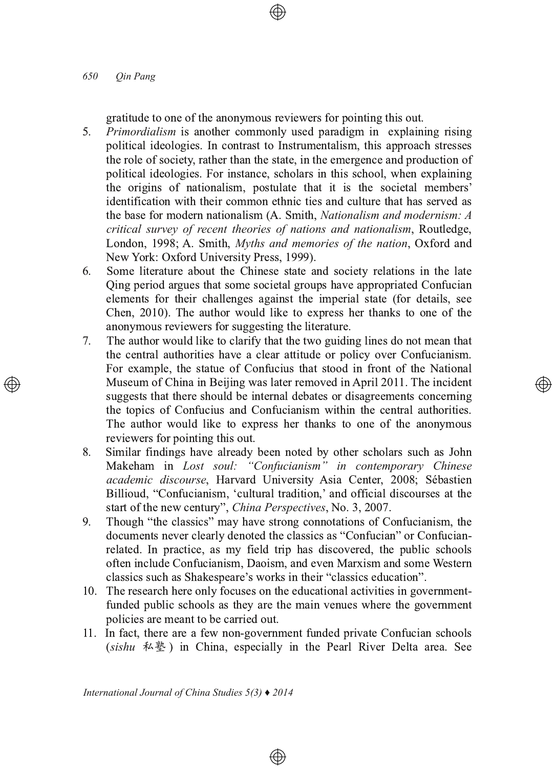gratitude to one of the anonymous reviewers for pointing this out.

5. *Primordialism* is another commonly used paradigm in explaining rising political ideologies. In contrast to Instrumentalism, this approach stresses the role of society, rather than the state, in the emergence and production of political ideologies. For instance, scholars in this school, when explaining the origins of nationalism, postulate that it is the societal members' identification with their common ethnic ties and culture that has served as the base for modern nationalism (A. Smith, *Nationalism and modernism: A critical survey of recent theories of nations and nationalism*, Routledge, London, 1998; A. Smith, *Myths and memories of the nation*, Oxford and New York: Oxford University Press, 1999).
6. Some literature about the Chinese state and society relations in the late Qing period argues that some societal groups have appropriated Confucian elements for their challenges against the imperial state (for details, see Chen, 2010). The author would like to express her thanks to one of the anonymous reviewers for suggesting the literature.
7. The author would like to clarify that the two guiding lines do not mean that the central authorities have a clear attitude or policy over Confucianism. For example, the statue of Confucius that stood in front of the National Museum of China in Beijing was later removed in April 2011. The incident suggests that there should be internal debates or disagreements concerning the topics of Confucius and Confucianism within the central authorities. The author would like to express her thanks to one of the anonymous reviewers for pointing this out.
8. Similar findings have already been noted by other scholars such as John Makeham in *Lost soul: "Confucianism" in contemporary Chinese academic discourse*, Harvard University Asia Center, 2008; Sébastien Billioud, "Confucianism, 'cultural tradition,' and official discourses at the start of the new century", *China Perspectives*, No. 3, 2007.
9. Though "the classics" may have strong connotations of Confucianism, the documents never clearly denoted the classics as "Confucian" or Confucian-related. In practice, as my field trip has discovered, the public schools often include Confucianism, Daoism, and even Marxism and some Western classics such as Shakespeare's works in their "classics education".
10. The research here only focuses on the educational activities in government-funded public schools as they are the main venues where the government policies are meant to be carried out.
11. In fact, there are a few non-government funded private Confucian schools (*sishu* 私塾) in China, especially in the Pearl River Delta area. See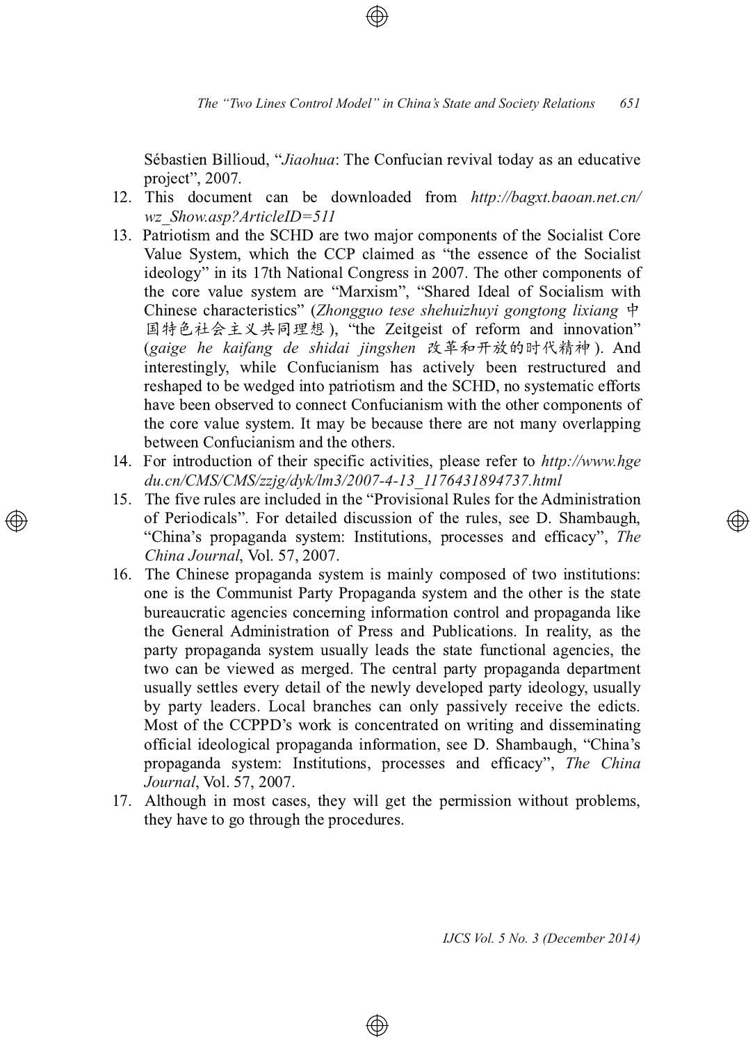Sébastien Billioud, "*Jiaohua*: The Confucian revival today as an educative project", 2007.

12. This document can be downloaded from *http://bagxt.baoan.net.cn/wz_Show.asp?ArticleID=511*
13. Patriotism and the SCHD are two major components of the Socialist Core Value System, which the CCP claimed as "the essence of the Socialist ideology" in its 17th National Congress in 2007. The other components of the core value system are "Marxism", "Shared Ideal of Socialism with Chinese characteristics" (*Zhongguo tese shehuizhuyi gongtong lixiang* 中国特色社会主义共同理想), "the Zeitgeist of reform and innovation" (*gaige he kaifang de shidai jingshen* 改革和开放的时代精神). And interestingly, while Confucianism has actively been restructured and reshaped to be wedged into patriotism and the SCHD, no systematic efforts have been observed to connect Confucianism with the other components of the core value system. It may be because there are not many overlapping between Confucianism and the others.
14. For introduction of their specific activities, please refer to *http://www.hgedu.cn/CMS/CMS/zzjg/dyk/lm3/2007-4-13_1176431894737.html*
15. The five rules are included in the "Provisional Rules for the Administration of Periodicals". For detailed discussion of the rules, see D. Shambaugh, "China's propaganda system: Institutions, processes and efficacy", *The China Journal*, Vol. 57, 2007.
16. The Chinese propaganda system is mainly composed of two institutions: one is the Communist Party Propaganda system and the other is the state bureaucratic agencies concerning information control and propaganda like the General Administration of Press and Publications. In reality, as the party propaganda system usually leads the state functional agencies, the two can be viewed as merged. The central party propaganda department usually settles every detail of the newly developed party ideology, usually by party leaders. Local branches can only passively receive the edicts. Most of the CCPPD's work is concentrated on writing and disseminating official ideological propaganda information, see D. Shambaugh, "China's propaganda system: Institutions, processes and efficacy", *The China Journal*, Vol. 57, 2007.
17. Although in most cases, they will get the permission without problems, they have to go through the procedures.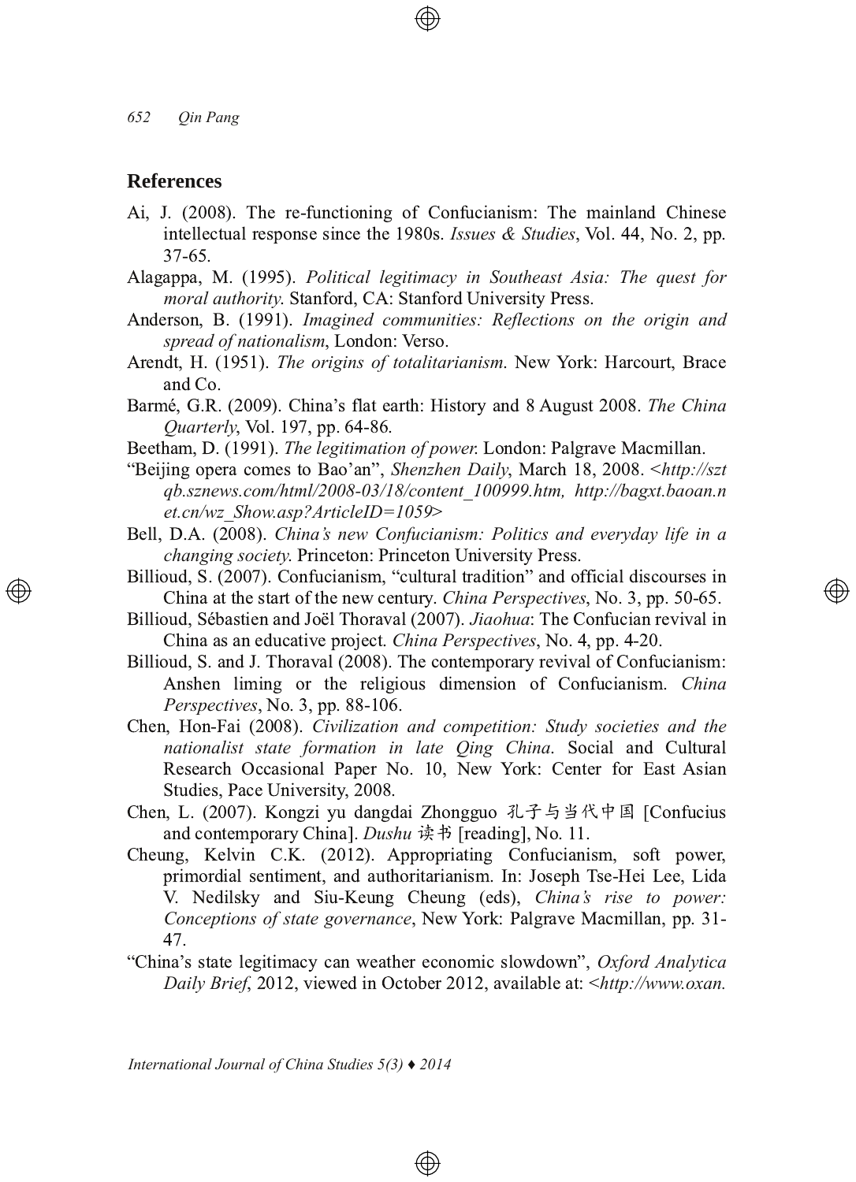## References

Ai, J. (2008). The re-functioning of Confucianism: The mainland Chinese intellectual response since the 1980s. *Issues & Studies*, Vol. 44, No. 2, pp. 37-65.

Alagappa, M. (1995). *Political legitimacy in Southeast Asia: The quest for moral authority*. Stanford, CA: Stanford University Press.

Anderson, B. (1991). *Imagined communities: Reflections on the origin and spread of nationalism*, London: Verso.

Arendt, H. (1951). *The origins of totalitarianism*. New York: Harcourt, Brace and Co.

Barmé, G.R. (2009). China's flat earth: History and 8 August 2008. *The China Quarterly*, Vol. 197, pp. 64-86.

Beetham, D. (1991). *The legitimation of power*. London: Palgrave Macmillan.

"Beijing opera comes to Bao'an", *Shenzhen Daily*, March 18, 2008. <*http://sztqb.sznews.com/html/2008-03/18/content_100999.htm, http://bagxt.baoan.net.cn/wz_Show.asp?ArticleID=1059*>

Bell, D.A. (2008). *China's new Confucianism: Politics and everyday life in a changing society*. Princeton: Princeton University Press.

Billioud, S. (2007). Confucianism, "cultural tradition" and official discourses in China at the start of the new century. *China Perspectives*, No. 3, pp. 50-65.

Billioud, Sébastien and Joël Thoraval (2007). *Jiaohua*: The Confucian revival in China as an educative project. *China Perspectives*, No. 4, pp. 4-20.

Billioud, S. and J. Thoraval (2008). The contemporary revival of Confucianism: Anshen liming or the religious dimension of Confucianism. *China Perspectives*, No. 3, pp. 88-106.

Chen, Hon-Fai (2008). *Civilization and competition: Study societies and the nationalist state formation in late Qing China*. Social and Cultural Research Occasional Paper No. 10, New York: Center for East Asian Studies, Pace University, 2008.

Chen, L. (2007). Kongzi yu dangdai Zhongguo 孔子与当代中国 [Confucius and contemporary China]. *Dushu* 读书 [reading], No. 11.

Cheung, Kelvin C.K. (2012). Appropriating Confucianism, soft power, primordial sentiment, and authoritarianism. In: Joseph Tse-Hei Lee, Lida V. Nedilsky and Siu-Keung Cheung (eds), *China's rise to power: Conceptions of state governance*, New York: Palgrave Macmillan, pp. 31-47.

"China's state legitimacy can weather economic slowdown", *Oxford Analytica Daily Brief*, 2012, viewed in October 2012, available at: <*http://www.oxan.*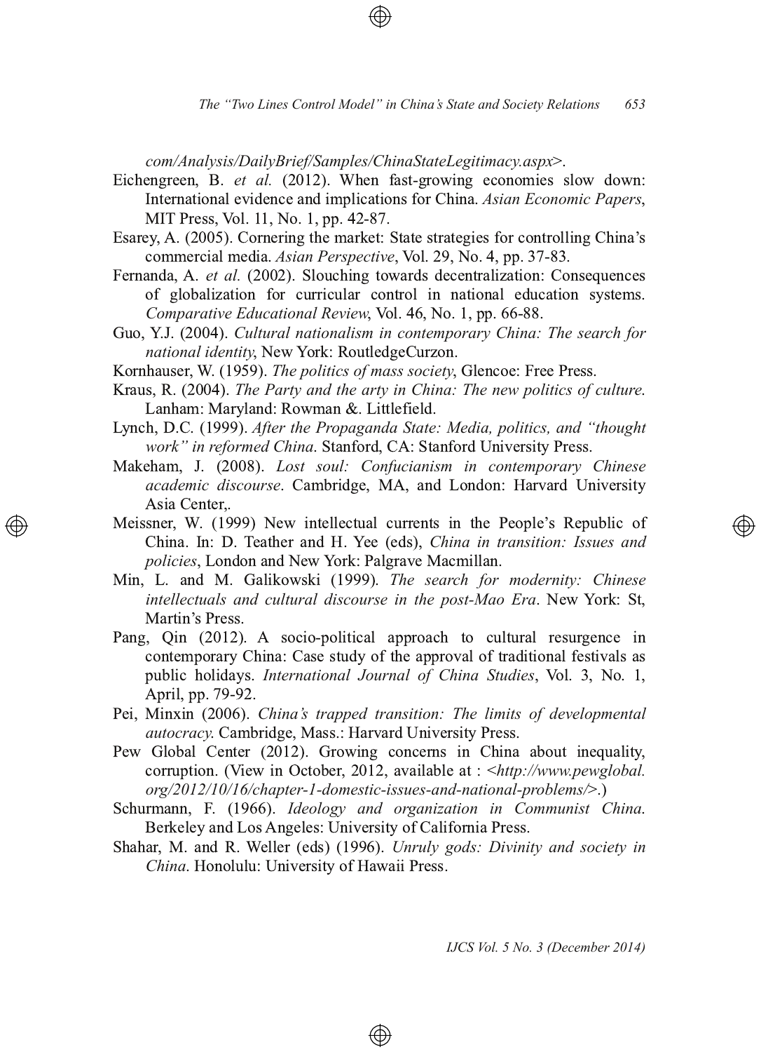com/Analysis/DailyBrief/Samples/ChinaStateLegitimacy.aspx>.

Eichengreen, B. *et al.* (2012). When fast-growing economies slow down: International evidence and implications for China. *Asian Economic Papers*, MIT Press, Vol. 11, No. 1, pp. 42-87.

Esarey, A. (2005). Cornering the market: State strategies for controlling China's commercial media. *Asian Perspective*, Vol. 29, No. 4, pp. 37-83.

Fernanda, A. *et al.* (2002). Slouching towards decentralization: Consequences of globalization for curricular control in national education systems. *Comparative Educational Review*, Vol. 46, No. 1, pp. 66-88.

Guo, Y.J. (2004). *Cultural nationalism in contemporary China: The search for national identity*, New York: RoutledgeCurzon.

Kornhauser, W. (1959). *The politics of mass society*, Glencoe: Free Press.

Kraus, R. (2004). *The Party and the arty in China: The new politics of culture.* Lanham: Maryland: Rowman &. Littlefield.

Lynch, D.C. (1999). *After the Propaganda State: Media, politics, and "thought work" in reformed China.* Stanford, CA: Stanford University Press.

Makeham, J. (2008). *Lost soul: Confucianism in contemporary Chinese academic discourse*. Cambridge, MA, and London: Harvard University Asia Center,.

Meissner, W. (1999) New intellectual currents in the People's Republic of China. In: D. Teather and H. Yee (eds), *China in transition: Issues and policies*, London and New York: Palgrave Macmillan.

Min, L. and M. Galikowski (1999). *The search for modernity: Chinese intellectuals and cultural discourse in the post-Mao Era*. New York: St, Martin's Press.

Pang, Qin (2012). A socio-political approach to cultural resurgence in contemporary China: Case study of the approval of traditional festivals as public holidays. *International Journal of China Studies*, Vol. 3, No. 1, April, pp. 79-92.

Pei, Minxin (2006). *China's trapped transition: The limits of developmental autocracy.* Cambridge, Mass.: Harvard University Press.

Pew Global Center (2012). Growing concerns in China about inequality, corruption. (View in October, 2012, available at : <*http://www.pewglobal.org/2012/10/16/chapter-1-domestic-issues-and-national-problems/*>.)

Schurmann, F. (1966). *Ideology and organization in Communist China.* Berkeley and Los Angeles: University of California Press.

Shahar, M. and R. Weller (eds) (1996). *Unruly gods: Divinity and society in China*. Honolulu: University of Hawaii Press.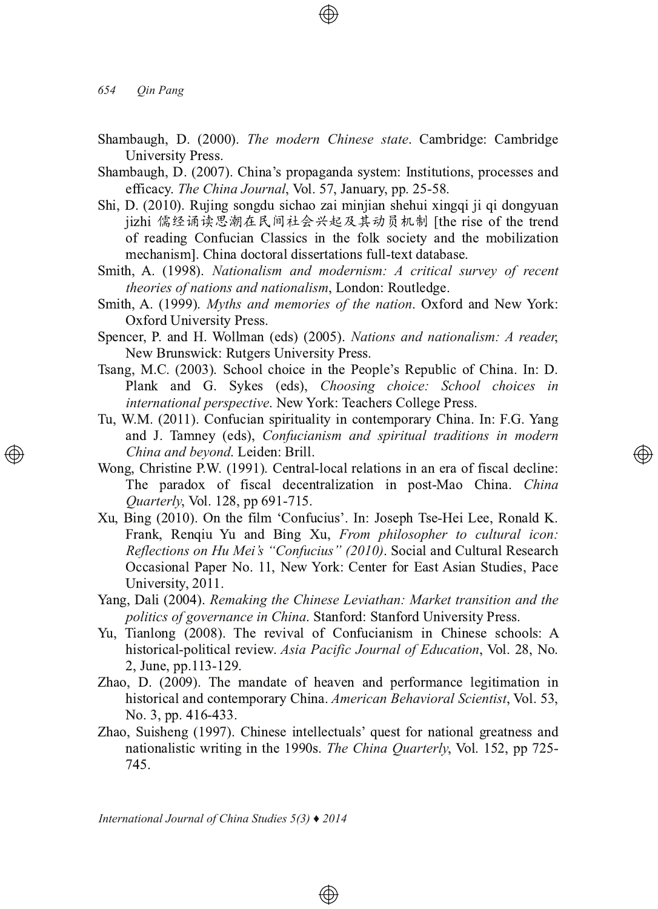Shambaugh, D. (2000). *The modern Chinese state*. Cambridge: Cambridge University Press.

Shambaugh, D. (2007). China's propaganda system: Institutions, processes and efficacy. *The China Journal*, Vol. 57, January, pp. 25-58.

Shi, D. (2010). Rujing songdu sichao zai minjian shehui xingqi ji qi dongyuan jizhi 儒经诵读思潮在民间社会兴起及其动员机制 [the rise of the trend of reading Confucian Classics in the folk society and the mobilization mechanism]. China doctoral dissertations full-text database.

Smith, A. (1998). *Nationalism and modernism: A critical survey of recent theories of nations and nationalism*, London: Routledge.

Smith, A. (1999). *Myths and memories of the nation*. Oxford and New York: Oxford University Press.

Spencer, P. and H. Wollman (eds) (2005). *Nations and nationalism: A reader*, New Brunswick: Rutgers University Press.

Tsang, M.C. (2003). School choice in the People's Republic of China. In: D. Plank and G. Sykes (eds), *Choosing choice: School choices in international perspective*. New York: Teachers College Press.

Tu, W.M. (2011). Confucian spirituality in contemporary China. In: F.G. Yang and J. Tamney (eds), *Confucianism and spiritual traditions in modern China and beyond*. Leiden: Brill.

Wong, Christine P.W. (1991). Central-local relations in an era of fiscal decline: The paradox of fiscal decentralization in post-Mao China. *China Quarterly*, Vol. 128, pp 691-715.

Xu, Bing (2010). On the film 'Confucius'. In: Joseph Tse-Hei Lee, Ronald K. Frank, Renqiu Yu and Bing Xu, *From philosopher to cultural icon: Reflections on Hu Mei's "Confucius" (2010)*. Social and Cultural Research Occasional Paper No. 11, New York: Center for East Asian Studies, Pace University, 2011.

Yang, Dali (2004). *Remaking the Chinese Leviathan: Market transition and the politics of governance in China*. Stanford: Stanford University Press.

Yu, Tianlong (2008). The revival of Confucianism in Chinese schools: A historical-political review. *Asia Pacific Journal of Education*, Vol. 28, No. 2, June, pp.113-129.

Zhao, D. (2009). The mandate of heaven and performance legitimation in historical and contemporary China. *American Behavioral Scientist*, Vol. 53, No. 3, pp. 416-433.

Zhao, Suisheng (1997). Chinese intellectuals' quest for national greatness and nationalistic writing in the 1990s. *The China Quarterly*, Vol. 152, pp 725-745.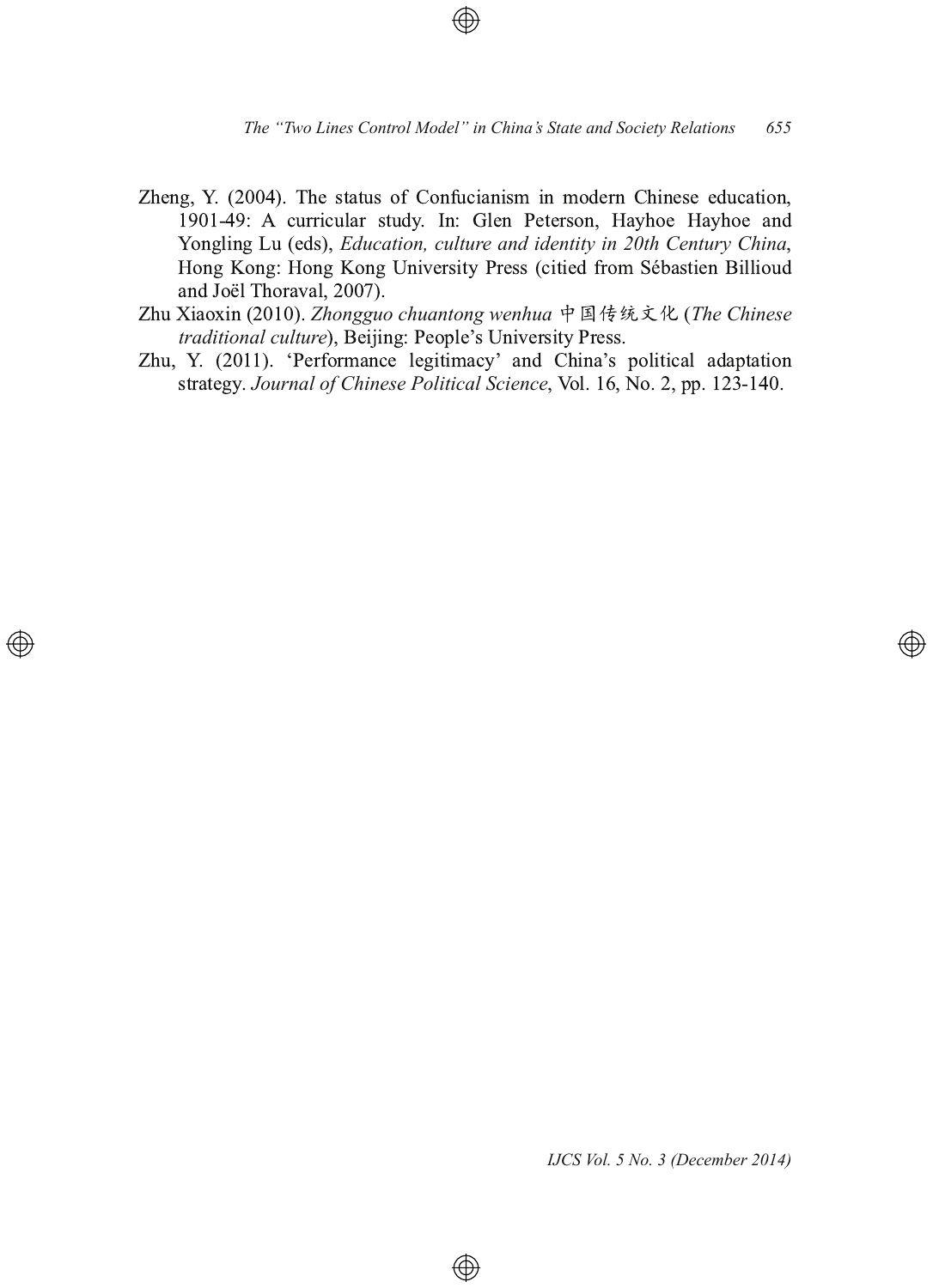Zheng, Y. (2004). The status of Confucianism in modern Chinese education, 1901-49: A curricular study. In: Glen Peterson, Hayhoe Hayhoe and Yongling Lu (eds), *Education, culture and identity in 20th Century China*, Hong Kong: Hong Kong University Press (citied from Sébastien Billioud and Joël Thoraval, 2007).

Zhu Xiaoxin (2010). *Zhongguo chuantong wenhua* 中国传统文化 (*The Chinese traditional culture*), Beijing: People's University Press.

Zhu, Y. (2011). 'Performance legitimacy' and China's political adaptation strategy. *Journal of Chinese Political Science*, Vol. 16, No. 2, pp. 123-140.